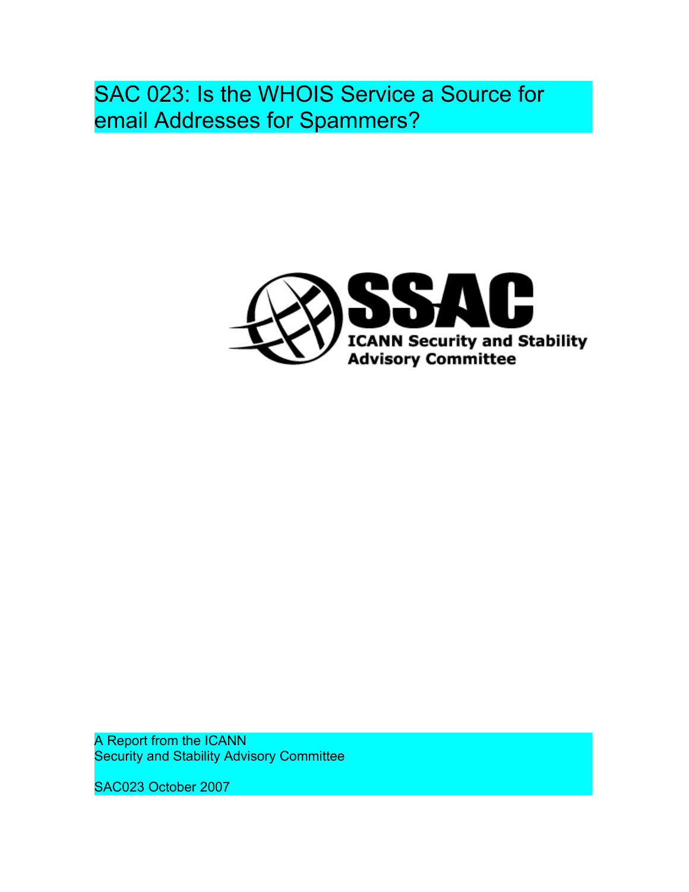# SAC 023: Is the WHOIS Service a Source for email Addresses for Spammers?

SSAC

ICANN Security and Stability Advisory Committee

A Report from the ICANN
Security and Stability Advisory Committee

SAC023 October 2007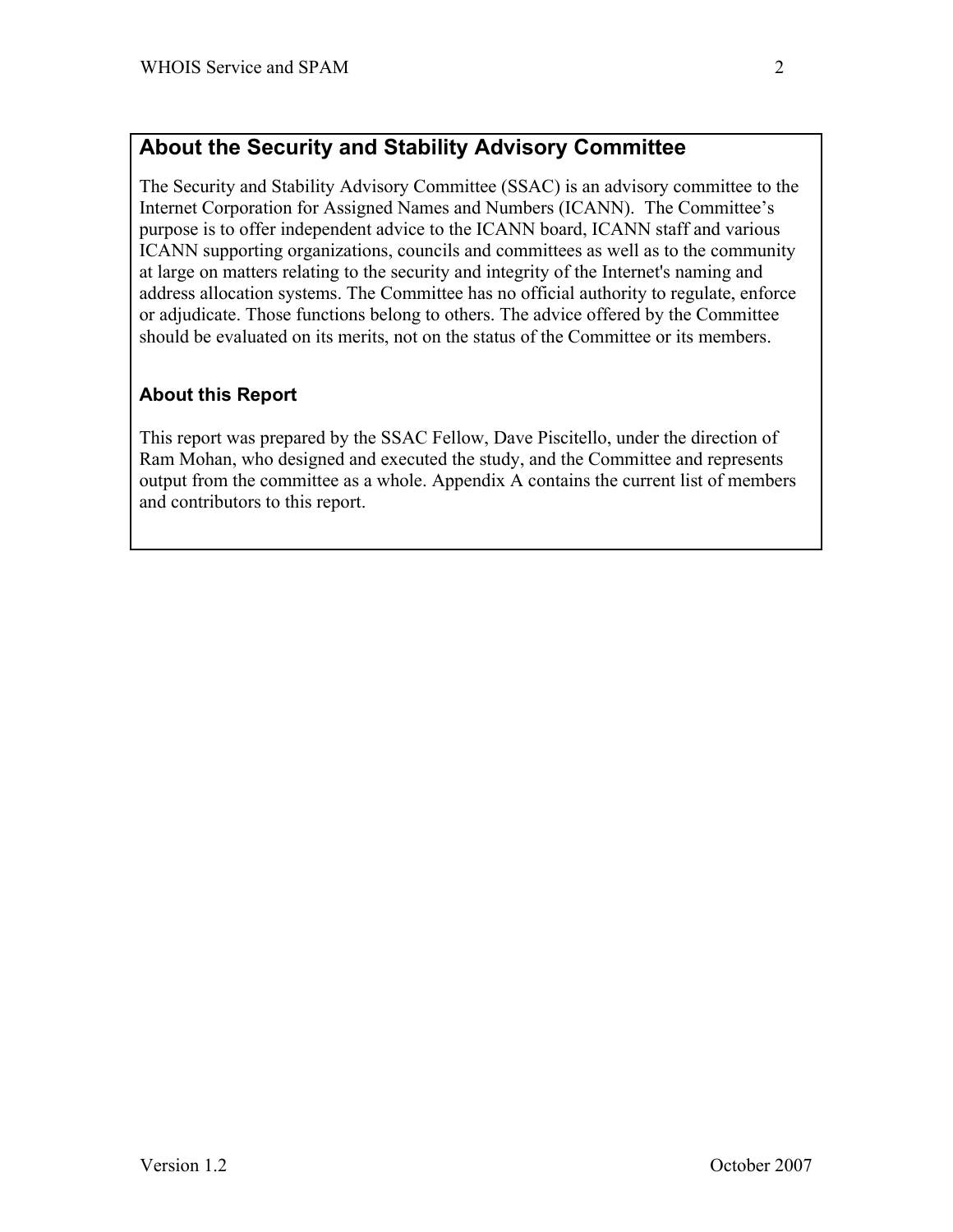## About the Security and Stability Advisory Committee

The Security and Stability Advisory Committee (SSAC) is an advisory committee to the Internet Corporation for Assigned Names and Numbers (ICANN). The Committee's purpose is to offer independent advice to the ICANN board, ICANN staff and various ICANN supporting organizations, councils and committees as well as to the community at large on matters relating to the security and integrity of the Internet's naming and address allocation systems. The Committee has no official authority to regulate, enforce or adjudicate. Those functions belong to others. The advice offered by the Committee should be evaluated on its merits, not on the status of the Committee or its members.

### About this Report

This report was prepared by the SSAC Fellow, Dave Piscitello, under the direction of Ram Mohan, who designed and executed the study, and the Committee and represents output from the committee as a whole. Appendix A contains the current list of members and contributors to this report.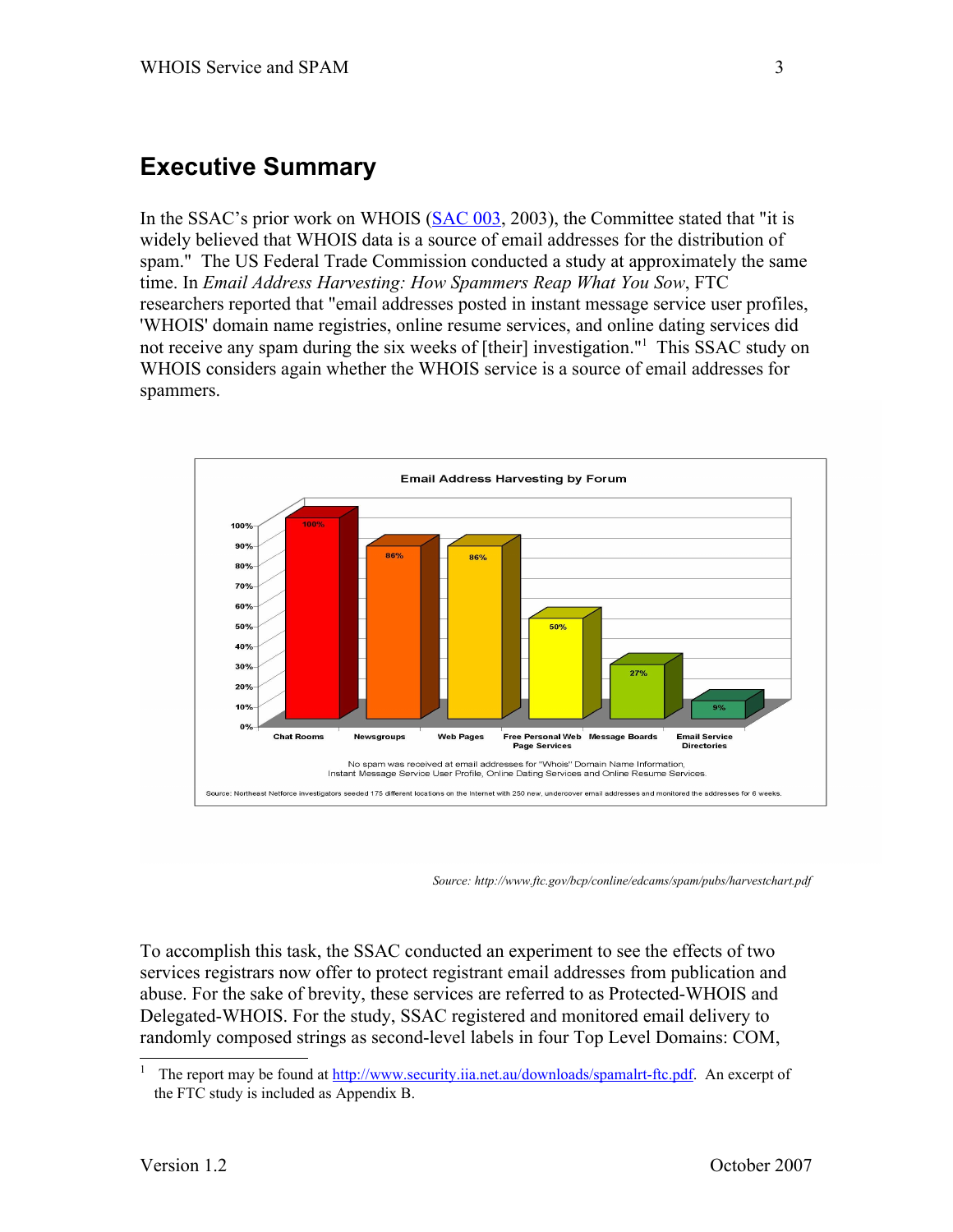# Executive Summary

In the SSAC's prior work on WHOIS (SAC 003, 2003), the Committee stated that "it is widely believed that WHOIS data is a source of email addresses for the distribution of spam." The US Federal Trade Commission conducted a study at approximately the same time. In *Email Address Harvesting: How Spammers Reap What You Sow*, FTC researchers reported that "email addresses posted in instant message service user profiles, 'WHOIS' domain name registries, online resume services, and online dating services did not receive any spam during the six weeks of [their] investigation."[1] This SSAC study on WHOIS considers again whether the WHOIS service is a source of email addresses for spammers.

**Email Address Harvesting by Forum**

| Forum | Percentage |
|---|---|
| Chat Rooms | 100% |
| Newsgroups | 86% |
| Web Pages | 86% |
| Free Personal Web Page Services | 50% |
| Message Boards | 27% |
| Email Service Directories | 9% |

No spam was received at email addresses for "Whois" Domain Name Information, Instant Message Service User Profile, Online Dating Services and Online Resume Services.

Source: Northeast Netforce investigators seeded 175 different locations on the Internet with 250 new, undercover email addresses and monitored the addresses for 6 weeks.

*Source: http://www.ftc.gov/bcp/conline/edcams/spam/pubs/harvestchart.pdf*

To accomplish this task, the SSAC conducted an experiment to see the effects of two services registrars now offer to protect registrant email addresses from publication and abuse. For the sake of brevity, these services are referred to as Protected-WHOIS and Delegated-WHOIS. For the study, SSAC registered and monitored email delivery to randomly composed strings as second-level labels in four Top Level Domains: COM,

---

[1] The report may be found at http://www.security.iia.net.au/downloads/spamalrt-ftc.pdf. An excerpt of the FTC study is included as Appendix B.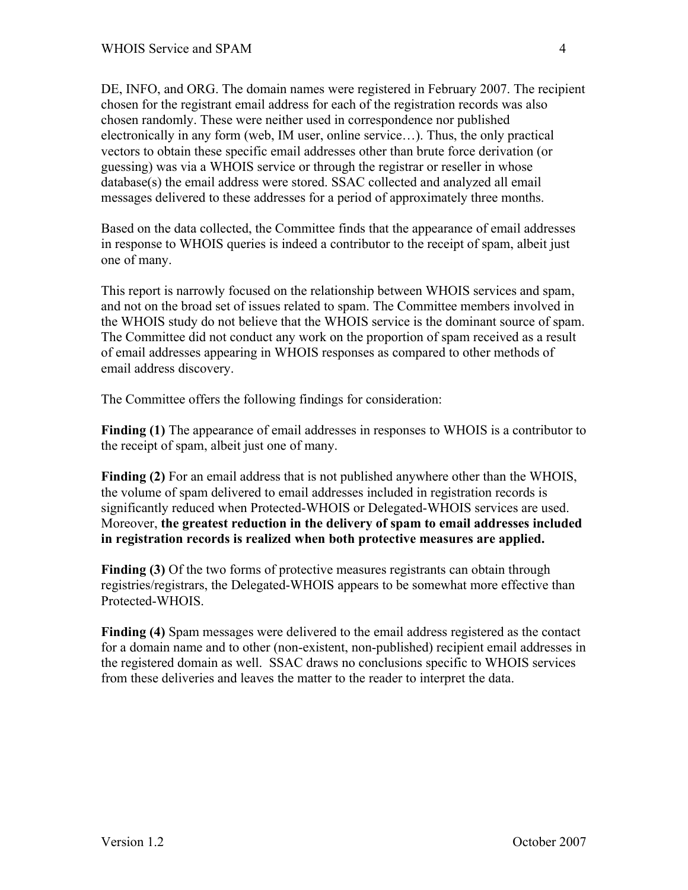DE, INFO, and ORG. The domain names were registered in February 2007. The recipient chosen for the registrant email address for each of the registration records was also chosen randomly. These were neither used in correspondence nor published electronically in any form (web, IM user, online service…). Thus, the only practical vectors to obtain these specific email addresses other than brute force derivation (or guessing) was via a WHOIS service or through the registrar or reseller in whose database(s) the email address were stored. SSAC collected and analyzed all email messages delivered to these addresses for a period of approximately three months.

Based on the data collected, the Committee finds that the appearance of email addresses in response to WHOIS queries is indeed a contributor to the receipt of spam, albeit just one of many.

This report is narrowly focused on the relationship between WHOIS services and spam, and not on the broad set of issues related to spam. The Committee members involved in the WHOIS study do not believe that the WHOIS service is the dominant source of spam. The Committee did not conduct any work on the proportion of spam received as a result of email addresses appearing in WHOIS responses as compared to other methods of email address discovery.

The Committee offers the following findings for consideration:

**Finding (1)** The appearance of email addresses in responses to WHOIS is a contributor to the receipt of spam, albeit just one of many.

**Finding (2)** For an email address that is not published anywhere other than the WHOIS, the volume of spam delivered to email addresses included in registration records is significantly reduced when Protected-WHOIS or Delegated-WHOIS services are used. Moreover, **the greatest reduction in the delivery of spam to email addresses included in registration records is realized when both protective measures are applied.**

**Finding (3)** Of the two forms of protective measures registrants can obtain through registries/registrars, the Delegated-WHOIS appears to be somewhat more effective than Protected-WHOIS.

**Finding (4)** Spam messages were delivered to the email address registered as the contact for a domain name and to other (non-existent, non-published) recipient email addresses in the registered domain as well. SSAC draws no conclusions specific to WHOIS services from these deliveries and leaves the matter to the reader to interpret the data.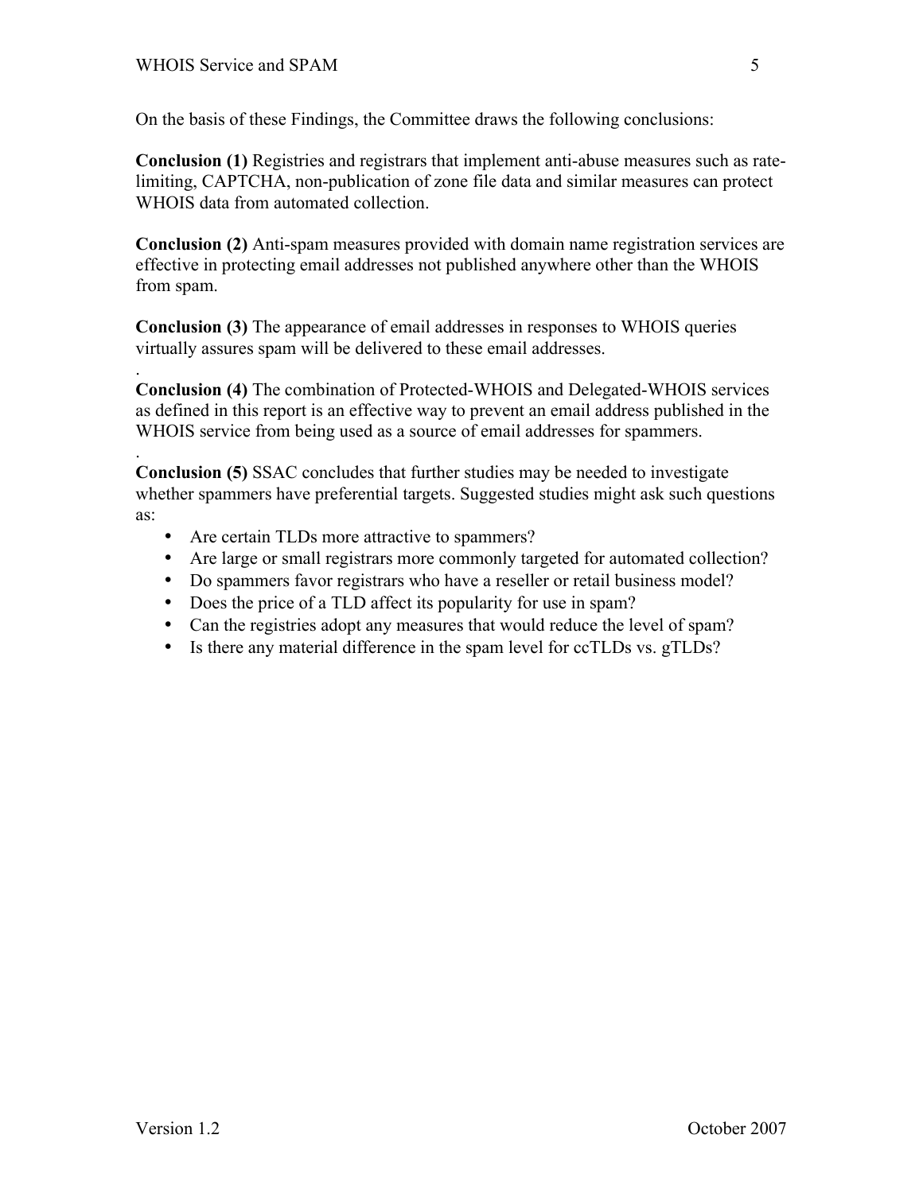On the basis of these Findings, the Committee draws the following conclusions:

**Conclusion (1)** Registries and registrars that implement anti-abuse measures such as rate-limiting, CAPTCHA, non-publication of zone file data and similar measures can protect WHOIS data from automated collection.

**Conclusion (2)** Anti-spam measures provided with domain name registration services are effective in protecting email addresses not published anywhere other than the WHOIS from spam.

**Conclusion (3)** The appearance of email addresses in responses to WHOIS queries virtually assures spam will be delivered to these email addresses.

.
**Conclusion (4)** The combination of Protected-WHOIS and Delegated-WHOIS services as defined in this report is an effective way to prevent an email address published in the WHOIS service from being used as a source of email addresses for spammers.

.
**Conclusion (5)** SSAC concludes that further studies may be needed to investigate whether spammers have preferential targets. Suggested studies might ask such questions as:

- Are certain TLDs more attractive to spammers?
- Are large or small registrars more commonly targeted for automated collection?
- Do spammers favor registrars who have a reseller or retail business model?
- Does the price of a TLD affect its popularity for use in spam?
- Can the registries adopt any measures that would reduce the level of spam?
- Is there any material difference in the spam level for ccTLDs vs. gTLDs?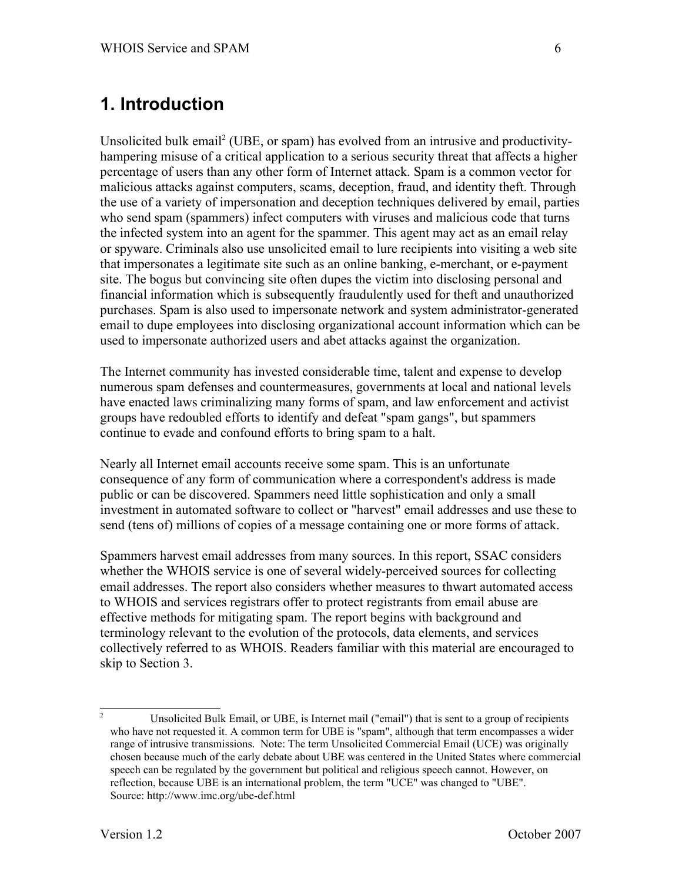# 1. Introduction

Unsolicited bulk email[2] (UBE, or spam) has evolved from an intrusive and productivity-hampering misuse of a critical application to a serious security threat that affects a higher percentage of users than any other form of Internet attack. Spam is a common vector for malicious attacks against computers, scams, deception, fraud, and identity theft. Through the use of a variety of impersonation and deception techniques delivered by email, parties who send spam (spammers) infect computers with viruses and malicious code that turns the infected system into an agent for the spammer. This agent may act as an email relay or spyware. Criminals also use unsolicited email to lure recipients into visiting a web site that impersonates a legitimate site such as an online banking, e-merchant, or e-payment site. The bogus but convincing site often dupes the victim into disclosing personal and financial information which is subsequently fraudulently used for theft and unauthorized purchases. Spam is also used to impersonate network and system administrator-generated email to dupe employees into disclosing organizational account information which can be used to impersonate authorized users and abet attacks against the organization.

The Internet community has invested considerable time, talent and expense to develop numerous spam defenses and countermeasures, governments at local and national levels have enacted laws criminalizing many forms of spam, and law enforcement and activist groups have redoubled efforts to identify and defeat "spam gangs", but spammers continue to evade and confound efforts to bring spam to a halt.

Nearly all Internet email accounts receive some spam. This is an unfortunate consequence of any form of communication where a correspondent's address is made public or can be discovered. Spammers need little sophistication and only a small investment in automated software to collect or "harvest" email addresses and use these to send (tens of) millions of copies of a message containing one or more forms of attack.

Spammers harvest email addresses from many sources. In this report, SSAC considers whether the WHOIS service is one of several widely-perceived sources for collecting email addresses. The report also considers whether measures to thwart automated access to WHOIS and services registrars offer to protect registrants from email abuse are effective methods for mitigating spam. The report begins with background and terminology relevant to the evolution of the protocols, data elements, and services collectively referred to as WHOIS. Readers familiar with this material are encouraged to skip to Section 3.

---

[2] Unsolicited Bulk Email, or UBE, is Internet mail ("email") that is sent to a group of recipients who have not requested it. A common term for UBE is "spam", although that term encompasses a wider range of intrusive transmissions. Note: The term Unsolicited Commercial Email (UCE) was originally chosen because much of the early debate about UBE was centered in the United States where commercial speech can be regulated by the government but political and religious speech cannot. However, on reflection, because UBE is an international problem, the term "UCE" was changed to "UBE". Source: http://www.imc.org/ube-def.html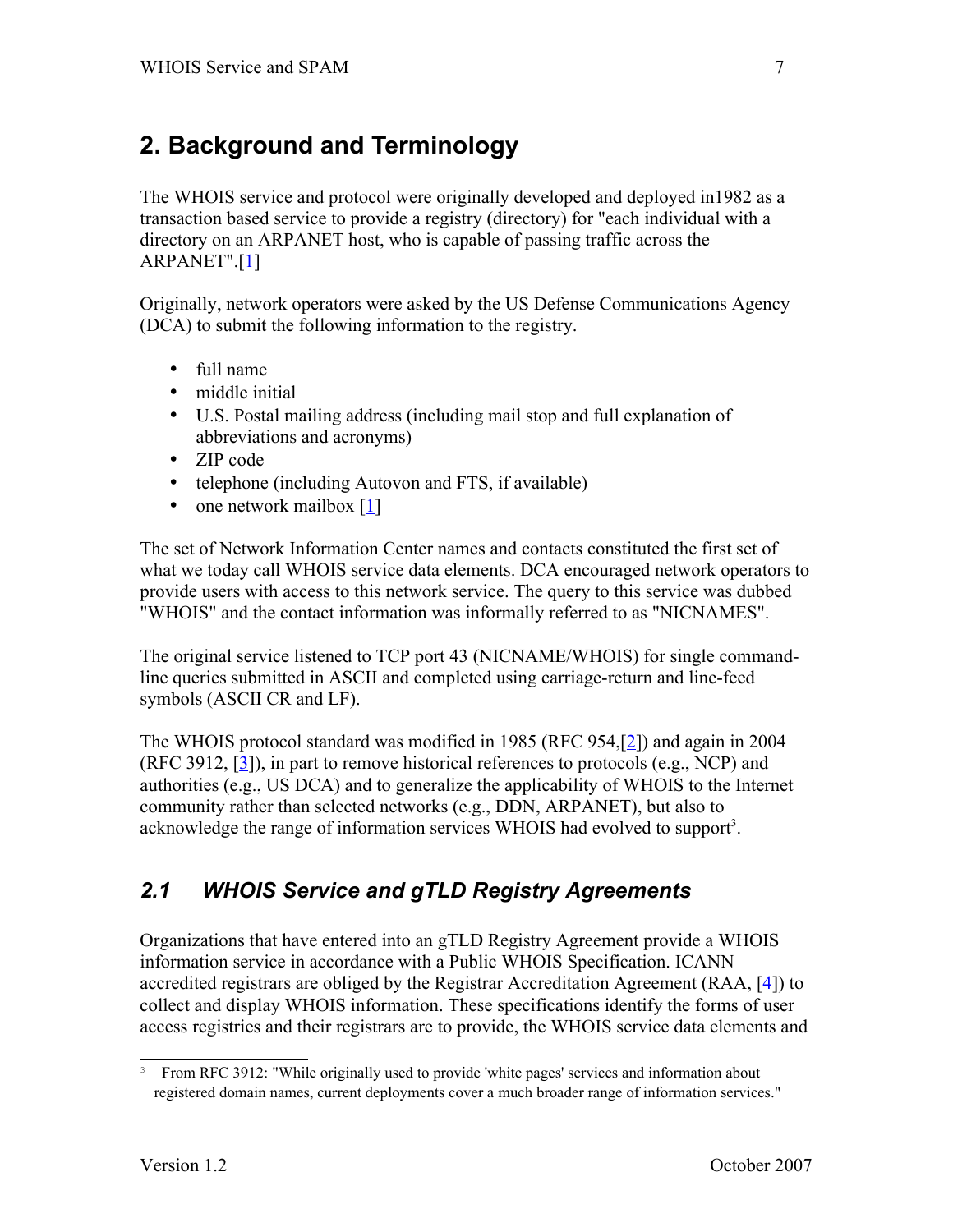## 2. Background and Terminology

The WHOIS service and protocol were originally developed and deployed in1982 as a transaction based service to provide a registry (directory) for "each individual with a directory on an ARPANET host, who is capable of passing traffic across the ARPANET".[1]

Originally, network operators were asked by the US Defense Communications Agency (DCA) to submit the following information to the registry.

- full name
- middle initial
- U.S. Postal mailing address (including mail stop and full explanation of abbreviations and acronyms)
- ZIP code
- telephone (including Autovon and FTS, if available)
- one network mailbox [1]

The set of Network Information Center names and contacts constituted the first set of what we today call WHOIS service data elements. DCA encouraged network operators to provide users with access to this network service. The query to this service was dubbed "WHOIS" and the contact information was informally referred to as "NICNAMES".

The original service listened to TCP port 43 (NICNAME/WHOIS) for single command-line queries submitted in ASCII and completed using carriage-return and line-feed symbols (ASCII CR and LF).

The WHOIS protocol standard was modified in 1985 (RFC 954,[2]) and again in 2004 (RFC 3912, [3]), in part to remove historical references to protocols (e.g., NCP) and authorities (e.g., US DCA) and to generalize the applicability of WHOIS to the Internet community rather than selected networks (e.g., DDN, ARPANET), but also to acknowledge the range of information services WHOIS had evolved to support[3].

### *2.1 WHOIS Service and gTLD Registry Agreements*

Organizations that have entered into an gTLD Registry Agreement provide a WHOIS information service in accordance with a Public WHOIS Specification. ICANN accredited registrars are obliged by the Registrar Accreditation Agreement (RAA, [4]) to collect and display WHOIS information. These specifications identify the forms of user access registries and their registrars are to provide, the WHOIS service data elements and

[3] From RFC 3912: "While originally used to provide 'white pages' services and information about registered domain names, current deployments cover a much broader range of information services."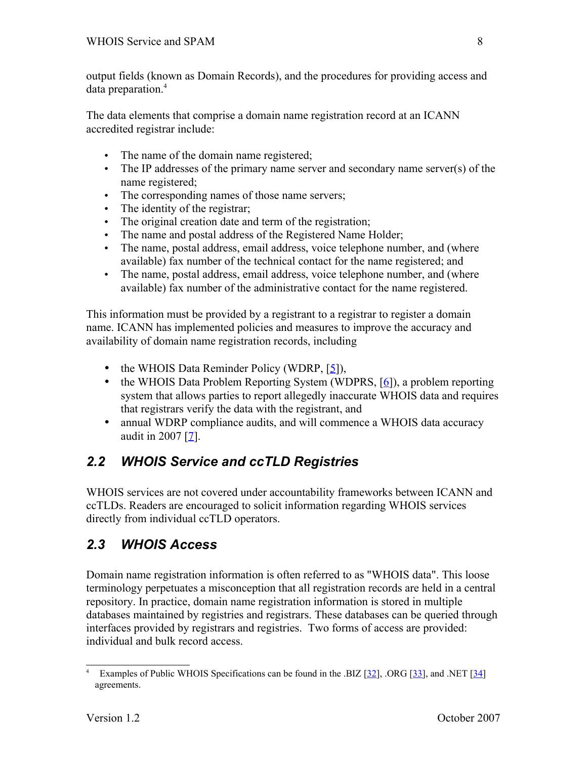output fields (known as Domain Records), and the procedures for providing access and data preparation.[4]

The data elements that comprise a domain name registration record at an ICANN accredited registrar include:

- The name of the domain name registered;
- The IP addresses of the primary name server and secondary name server(s) of the name registered;
- The corresponding names of those name servers;
- The identity of the registrar;
- The original creation date and term of the registration;
- The name and postal address of the Registered Name Holder;
- The name, postal address, email address, voice telephone number, and (where available) fax number of the technical contact for the name registered; and
- The name, postal address, email address, voice telephone number, and (where available) fax number of the administrative contact for the name registered.

This information must be provided by a registrant to a registrar to register a domain name. ICANN has implemented policies and measures to improve the accuracy and availability of domain name registration records, including

- the WHOIS Data Reminder Policy (WDRP, [5]),
- the WHOIS Data Problem Reporting System (WDPRS, [6]), a problem reporting system that allows parties to report allegedly inaccurate WHOIS data and requires that registrars verify the data with the registrant, and
- annual WDRP compliance audits, and will commence a WHOIS data accuracy audit in 2007 [7].

## 2.2 WHOIS Service and ccTLD Registries

WHOIS services are not covered under accountability frameworks between ICANN and ccTLDs. Readers are encouraged to solicit information regarding WHOIS services directly from individual ccTLD operators.

## 2.3 WHOIS Access

Domain name registration information is often referred to as "WHOIS data". This loose terminology perpetuates a misconception that all registration records are held in a central repository. In practice, domain name registration information is stored in multiple databases maintained by registries and registrars. These databases can be queried through interfaces provided by registrars and registries. Two forms of access are provided: individual and bulk record access.

---

[4] Examples of Public WHOIS Specifications can be found in the .BIZ [32], .ORG [33], and .NET [34] agreements.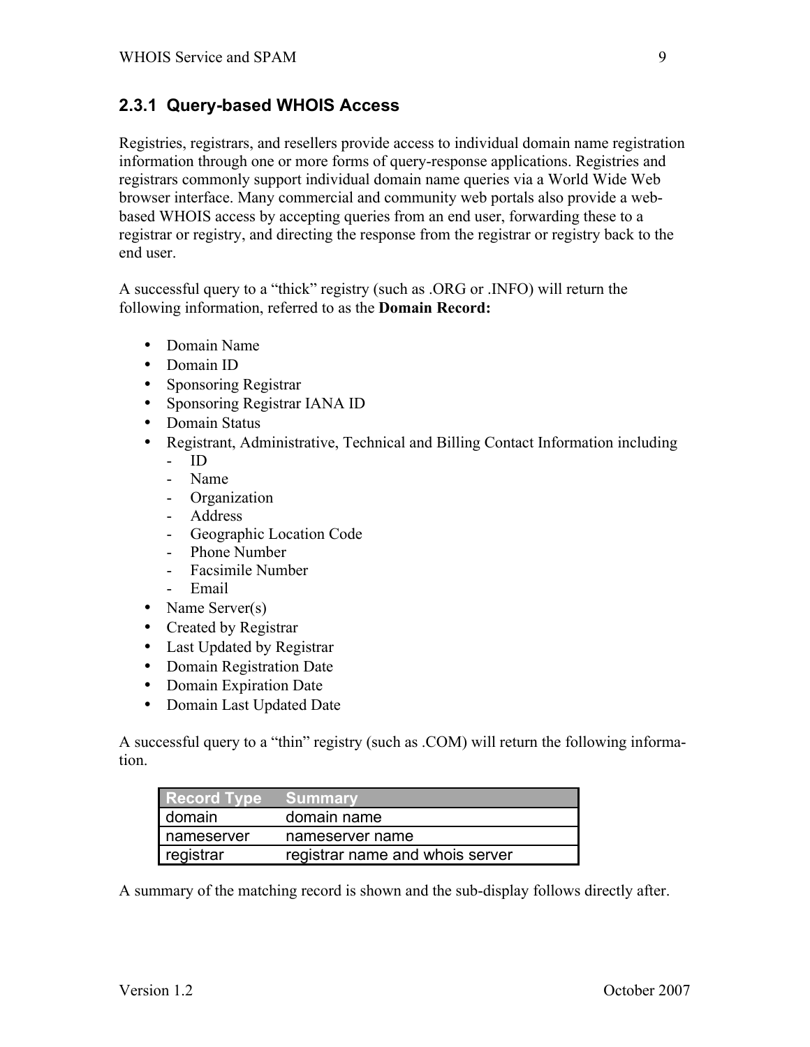### 2.3.1 Query-based WHOIS Access

Registries, registrars, and resellers provide access to individual domain name registration information through one or more forms of query-response applications. Registries and registrars commonly support individual domain name queries via a World Wide Web browser interface. Many commercial and community web portals also provide a web-based WHOIS access by accepting queries from an end user, forwarding these to a registrar or registry, and directing the response from the registrar or registry back to the end user.

A successful query to a "thick" registry (such as .ORG or .INFO) will return the following information, referred to as the **Domain Record:**

- Domain Name
- Domain ID
- Sponsoring Registrar
- Sponsoring Registrar IANA ID
- Domain Status
- Registrant, Administrative, Technical and Billing Contact Information including
  - ID
  - Name
  - Organization
  - Address
  - Geographic Location Code
  - Phone Number
  - Facsimile Number
  - Email
- Name Server(s)
- Created by Registrar
- Last Updated by Registrar
- Domain Registration Date
- Domain Expiration Date
- Domain Last Updated Date

A successful query to a "thin" registry (such as .COM) will return the following information.

| Record Type | Summary |
| --- | --- |
| domain | domain name |
| nameserver | nameserver name |
| registrar | registrar name and whois server |

A summary of the matching record is shown and the sub-display follows directly after.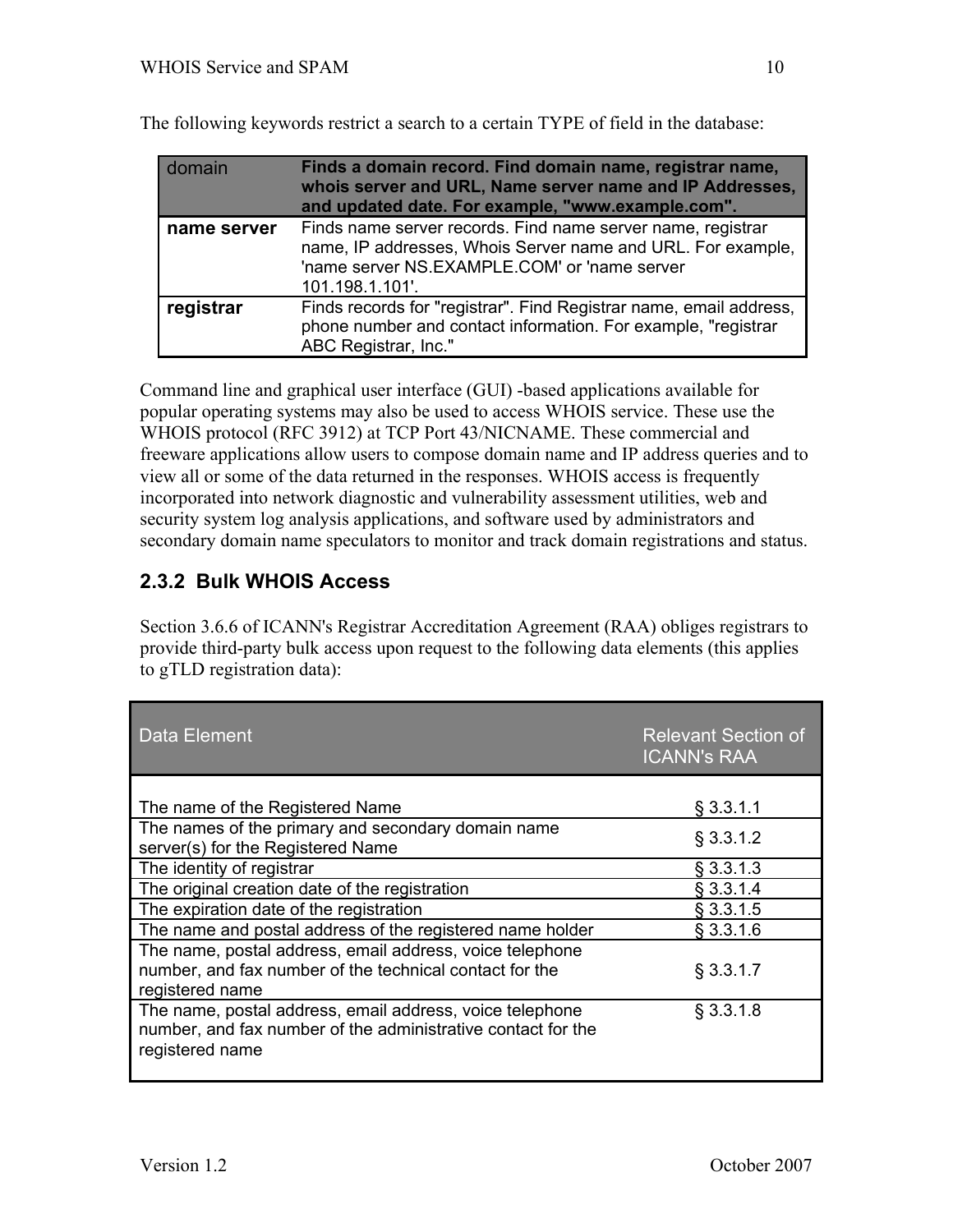The following keywords restrict a search to a certain TYPE of field in the database:

| domain | **Finds a domain record. Find domain name, registrar name, whois server and URL, Name server name and IP Addresses, and updated date. For example, "www.example.com".** |
|---|---|
| **name server** | Finds name server records. Find name server name, registrar name, IP addresses, Whois Server name and URL. For example, 'name server NS.EXAMPLE.COM' or 'name server 101.198.1.101'. |
| **registrar** | Finds records for "registrar". Find Registrar name, email address, phone number and contact information. For example, "registrar ABC Registrar, Inc." |

Command line and graphical user interface (GUI) -based applications available for popular operating systems may also be used to access WHOIS service. These use the WHOIS protocol (RFC 3912) at TCP Port 43/NICNAME. These commercial and freeware applications allow users to compose domain name and IP address queries and to view all or some of the data returned in the responses. WHOIS access is frequently incorporated into network diagnostic and vulnerability assessment utilities, web and security system log analysis applications, and software used by administrators and secondary domain name speculators to monitor and track domain registrations and status.

### 2.3.2 Bulk WHOIS Access

Section 3.6.6 of ICANN's Registrar Accreditation Agreement (RAA) obliges registrars to provide third-party bulk access upon request to the following data elements (this applies to gTLD registration data):

| Data Element | Relevant Section of ICANN's RAA |
|---|---|
| The name of the Registered Name | § 3.3.1.1 |
| The names of the primary and secondary domain name server(s) for the Registered Name | § 3.3.1.2 |
| The identity of registrar | § 3.3.1.3 |
| The original creation date of the registration | § 3.3.1.4 |
| The expiration date of the registration | § 3.3.1.5 |
| The name and postal address of the registered name holder | § 3.3.1.6 |
| The name, postal address, email address, voice telephone number, and fax number of the technical contact for the registered name | § 3.3.1.7 |
| The name, postal address, email address, voice telephone number, and fax number of the administrative contact for the registered name | § 3.3.1.8 |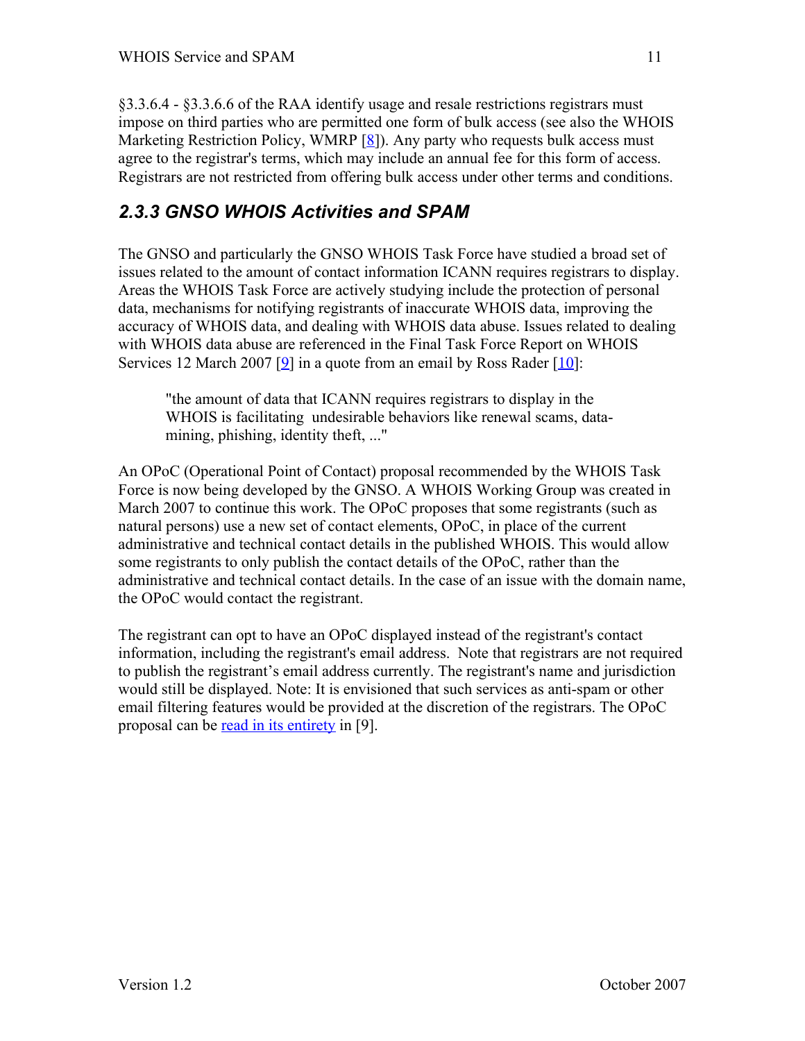§3.3.6.4 - §3.3.6.6 of the RAA identify usage and resale restrictions registrars must impose on third parties who are permitted one form of bulk access (see also the WHOIS Marketing Restriction Policy, WMRP [8]). Any party who requests bulk access must agree to the registrar's terms, which may include an annual fee for this form of access. Registrars are not restricted from offering bulk access under other terms and conditions.

### *2.3.3 GNSO WHOIS Activities and SPAM*

The GNSO and particularly the GNSO WHOIS Task Force have studied a broad set of issues related to the amount of contact information ICANN requires registrars to display. Areas the WHOIS Task Force are actively studying include the protection of personal data, mechanisms for notifying registrants of inaccurate WHOIS data, improving the accuracy of WHOIS data, and dealing with WHOIS data abuse. Issues related to dealing with WHOIS data abuse are referenced in the Final Task Force Report on WHOIS Services 12 March 2007 [9] in a quote from an email by Ross Rader [10]:

> "the amount of data that ICANN requires registrars to display in the WHOIS is facilitating undesirable behaviors like renewal scams, data-mining, phishing, identity theft, ..."

An OPoC (Operational Point of Contact) proposal recommended by the WHOIS Task Force is now being developed by the GNSO. A WHOIS Working Group was created in March 2007 to continue this work. The OPoC proposes that some registrants (such as natural persons) use a new set of contact elements, OPoC, in place of the current administrative and technical contact details in the published WHOIS. This would allow some registrants to only publish the contact details of the OPoC, rather than the administrative and technical contact details. In the case of an issue with the domain name, the OPoC would contact the registrant.

The registrant can opt to have an OPoC displayed instead of the registrant's contact information, including the registrant's email address. Note that registrars are not required to publish the registrant's email address currently. The registrant's name and jurisdiction would still be displayed. Note: It is envisioned that such services as anti-spam or other email filtering features would be provided at the discretion of the registrars. The OPoC proposal can be read in its entirety in [9].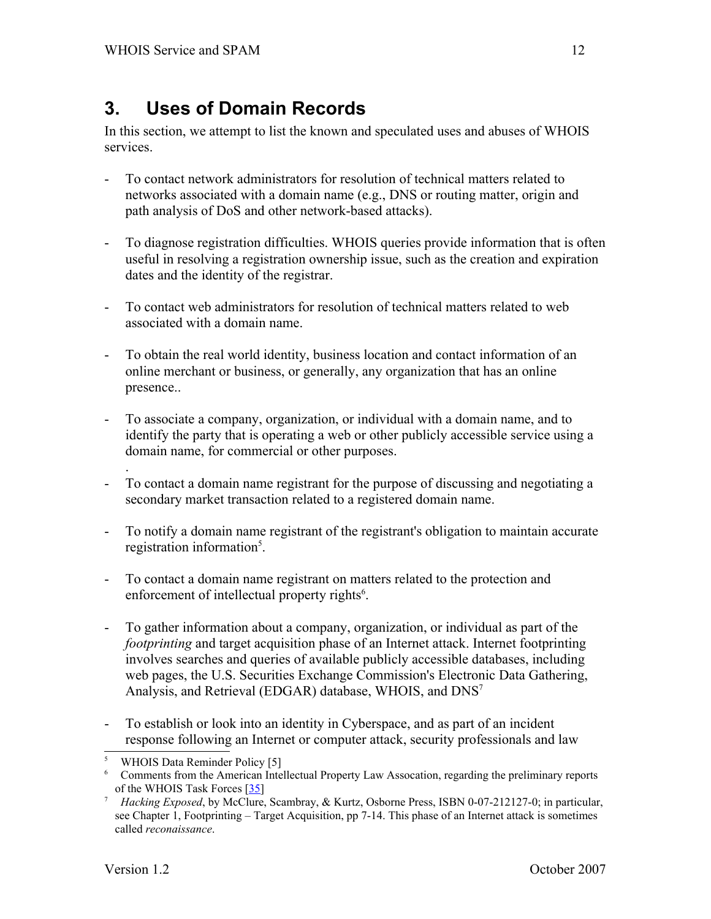# 3. Uses of Domain Records

In this section, we attempt to list the known and speculated uses and abuses of WHOIS services.

- To contact network administrators for resolution of technical matters related to networks associated with a domain name (e.g., DNS or routing matter, origin and path analysis of DoS and other network-based attacks).

- To diagnose registration difficulties. WHOIS queries provide information that is often useful in resolving a registration ownership issue, such as the creation and expiration dates and the identity of the registrar.

- To contact web administrators for resolution of technical matters related to web associated with a domain name.

- To obtain the real world identity, business location and contact information of an online merchant or business, or generally, any organization that has an online presence..

- To associate a company, organization, or individual with a domain name, and to identify the party that is operating a web or other publicly accessible service using a domain name, for commercial or other purposes.
.
- To contact a domain name registrant for the purpose of discussing and negotiating a secondary market transaction related to a registered domain name.

- To notify a domain name registrant of the registrant's obligation to maintain accurate registration information[5].

- To contact a domain name registrant on matters related to the protection and enforcement of intellectual property rights[6].

- To gather information about a company, organization, or individual as part of the *footprinting* and target acquisition phase of an Internet attack. Internet footprinting involves searches and queries of available publicly accessible databases, including web pages, the U.S. Securities Exchange Commission's Electronic Data Gathering, Analysis, and Retrieval (EDGAR) database, WHOIS, and DNS[7]

- To establish or look into an identity in Cyberspace, and as part of an incident response following an Internet or computer attack, security professionals and law

---

[5] WHOIS Data Reminder Policy [5]

[6] Comments from the American Intellectual Property Law Assocation, regarding the preliminary reports of the WHOIS Task Forces [35]

[7] *Hacking Exposed*, by McClure, Scambray, & Kurtz, Osborne Press, ISBN 0-07-212127-0; in particular, see Chapter 1, Footprinting – Target Acquisition, pp 7-14. This phase of an Internet attack is sometimes called *reconaissance*.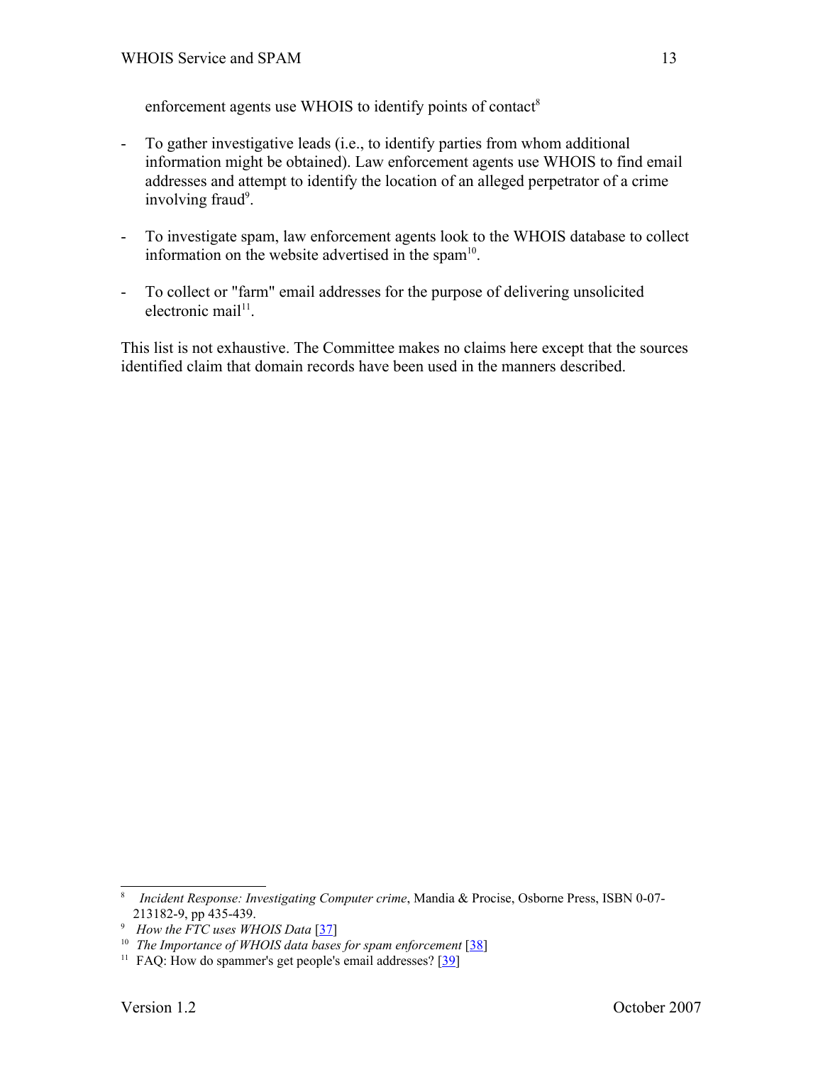enforcement agents use WHOIS to identify points of contact[8]

- To gather investigative leads (i.e., to identify parties from whom additional information might be obtained). Law enforcement agents use WHOIS to find email addresses and attempt to identify the location of an alleged perpetrator of a crime involving fraud[9].

- To investigate spam, law enforcement agents look to the WHOIS database to collect information on the website advertised in the spam[10].

- To collect or "farm" email addresses for the purpose of delivering unsolicited electronic mail[11].

This list is not exhaustive. The Committee makes no claims here except that the sources identified claim that domain records have been used in the manners described.

---

[8] *Incident Response: Investigating Computer crime*, Mandia & Prosise, Osborne Press, ISBN 0-07-213182-9, pp 435-439.

[9] *How the FTC uses WHOIS Data* [37]

[10] *The Importance of WHOIS data bases for spam enforcement* [38]

[11] FAQ: How do spammer's get people's email addresses? [39]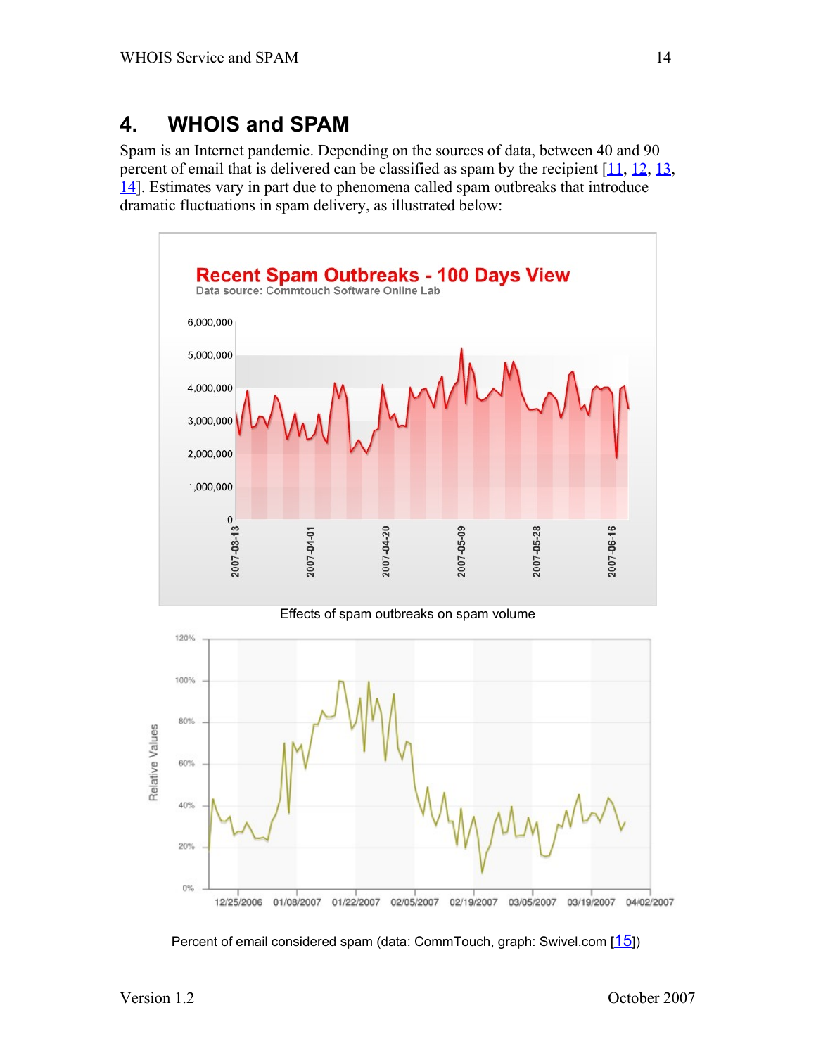# 4. WHOIS and SPAM

Spam is an Internet pandemic. Depending on the sources of data, between 40 and 90 percent of email that is delivered can be classified as spam by the recipient [11, 12, 13, 14]. Estimates vary in part due to phenomena called spam outbreaks that introduce dramatic fluctuations in spam delivery, as illustrated below:

Effects of spam outbreaks on spam volume

Percent of email considered spam (data: CommTouch, graph: Swivel.com [15])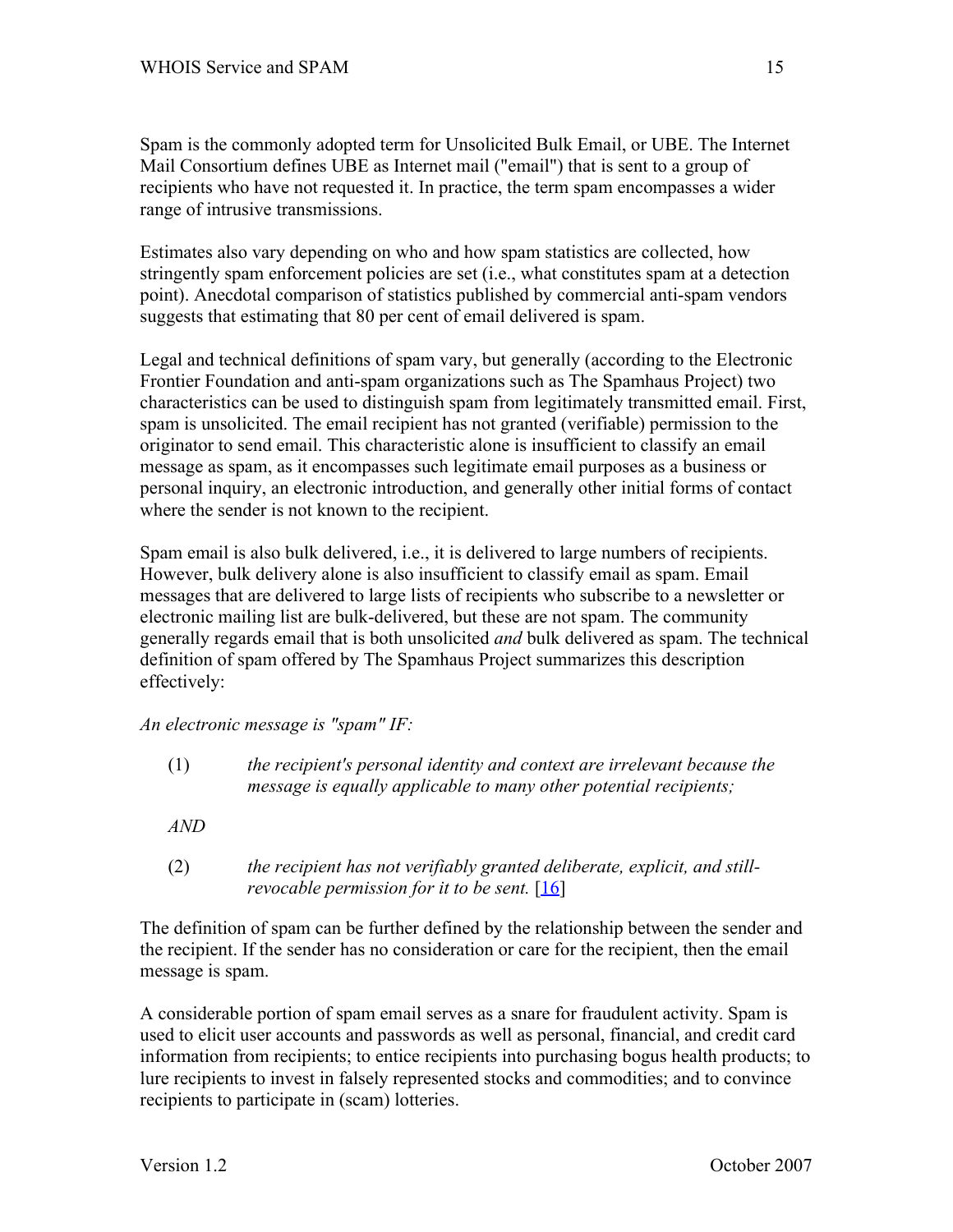Spam is the commonly adopted term for Unsolicited Bulk Email, or UBE. The Internet Mail Consortium defines UBE as Internet mail ("email") that is sent to a group of recipients who have not requested it. In practice, the term spam encompasses a wider range of intrusive transmissions.

Estimates also vary depending on who and how spam statistics are collected, how stringently spam enforcement policies are set (i.e., what constitutes spam at a detection point). Anecdotal comparison of statistics published by commercial anti-spam vendors suggests that estimating that 80 per cent of email delivered is spam.

Legal and technical definitions of spam vary, but generally (according to the Electronic Frontier Foundation and anti-spam organizations such as The Spamhaus Project) two characteristics can be used to distinguish spam from legitimately transmitted email. First, spam is unsolicited. The email recipient has not granted (verifiable) permission to the originator to send email. This characteristic alone is insufficient to classify an email message as spam, as it encompasses such legitimate email purposes as a business or personal inquiry, an electronic introduction, and generally other initial forms of contact where the sender is not known to the recipient.

Spam email is also bulk delivered, i.e., it is delivered to large numbers of recipients. However, bulk delivery alone is also insufficient to classify email as spam. Email messages that are delivered to large lists of recipients who subscribe to a newsletter or electronic mailing list are bulk-delivered, but these are not spam. The community generally regards email that is both unsolicited *and* bulk delivered as spam. The technical definition of spam offered by The Spamhaus Project summarizes this description effectively:

*An electronic message is "spam" IF:*

(1) *the recipient's personal identity and context are irrelevant because the message is equally applicable to many other potential recipients;*

*AND*

(2) *the recipient has not verifiably granted deliberate, explicit, and still-revocable permission for it to be sent.* [16]

The definition of spam can be further defined by the relationship between the sender and the recipient. If the sender has no consideration or care for the recipient, then the email message is spam.

A considerable portion of spam email serves as a snare for fraudulent activity. Spam is used to elicit user accounts and passwords as well as personal, financial, and credit card information from recipients; to entice recipients into purchasing bogus health products; to lure recipients to invest in falsely represented stocks and commodities; and to convince recipients to participate in (scam) lotteries.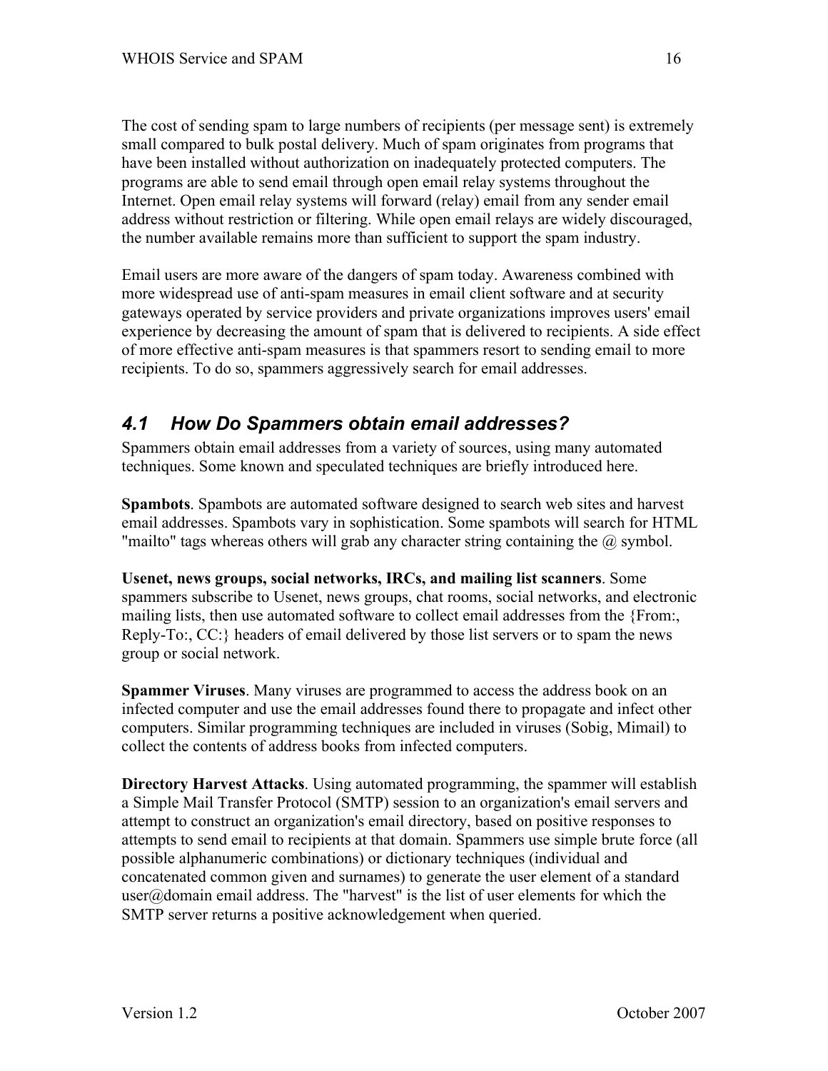The cost of sending spam to large numbers of recipients (per message sent) is extremely small compared to bulk postal delivery. Much of spam originates from programs that have been installed without authorization on inadequately protected computers. The programs are able to send email through open email relay systems throughout the Internet. Open email relay systems will forward (relay) email from any sender email address without restriction or filtering. While open email relays are widely discouraged, the number available remains more than sufficient to support the spam industry.

Email users are more aware of the dangers of spam today. Awareness combined with more widespread use of anti-spam measures in email client software and at security gateways operated by service providers and private organizations improves users' email experience by decreasing the amount of spam that is delivered to recipients. A side effect of more effective anti-spam measures is that spammers resort to sending email to more recipients. To do so, spammers aggressively search for email addresses.

## *4.1 How Do Spammers obtain email addresses?*

Spammers obtain email addresses from a variety of sources, using many automated techniques. Some known and speculated techniques are briefly introduced here.

**Spambots**. Spambots are automated software designed to search web sites and harvest email addresses. Spambots vary in sophistication. Some spambots will search for HTML "mailto" tags whereas others will grab any character string containing the @ symbol.

**Usenet, news groups, social networks, IRCs, and mailing list scanners**. Some spammers subscribe to Usenet, news groups, chat rooms, social networks, and electronic mailing lists, then use automated software to collect email addresses from the {From:, Reply-To:, CC:} headers of email delivered by those list servers or to spam the news group or social network.

**Spammer Viruses**. Many viruses are programmed to access the address book on an infected computer and use the email addresses found there to propagate and infect other computers. Similar programming techniques are included in viruses (Sobig, Mimail) to collect the contents of address books from infected computers.

**Directory Harvest Attacks**. Using automated programming, the spammer will establish a Simple Mail Transfer Protocol (SMTP) session to an organization's email servers and attempt to construct an organization's email directory, based on positive responses to attempts to send email to recipients at that domain. Spammers use simple brute force (all possible alphanumeric combinations) or dictionary techniques (individual and concatenated common given and surnames) to generate the user element of a standard user@domain email address. The "harvest" is the list of user elements for which the SMTP server returns a positive acknowledgement when queried.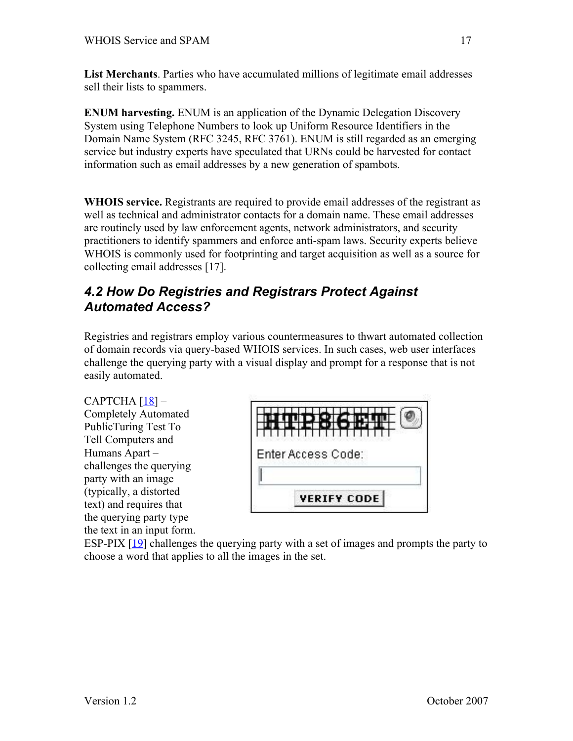**List Merchants**. Parties who have accumulated millions of legitimate email addresses sell their lists to spammers.

**ENUM harvesting.** ENUM is an application of the Dynamic Delegation Discovery System using Telephone Numbers to look up Uniform Resource Identifiers in the Domain Name System (RFC 3245, RFC 3761). ENUM is still regarded as an emerging service but industry experts have speculated that URNs could be harvested for contact information such as email addresses by a new generation of spambots.

**WHOIS service.** Registrants are required to provide email addresses of the registrant as well as technical and administrator contacts for a domain name. These email addresses are routinely used by law enforcement agents, network administrators, and security practitioners to identify spammers and enforce anti-spam laws. Security experts believe WHOIS is commonly used for footprinting and target acquisition as well as a source for collecting email addresses [17].

### *4.2 How Do Registries and Registrars Protect Against Automated Access?*

Registries and registrars employ various countermeasures to thwart automated collection of domain records via query-based WHOIS services. In such cases, web user interfaces challenge the querying party with a visual display and prompt for a response that is not easily automated.

CAPTCHA [18] – Completely Automated PublicTuring Test To Tell Computers and Humans Apart – challenges the querying party with an image (typically, a distorted text) and requires that the querying party type the text in an input form.

ESP-PIX [19] challenges the querying party with a set of images and prompts the party to choose a word that applies to all the images in the set.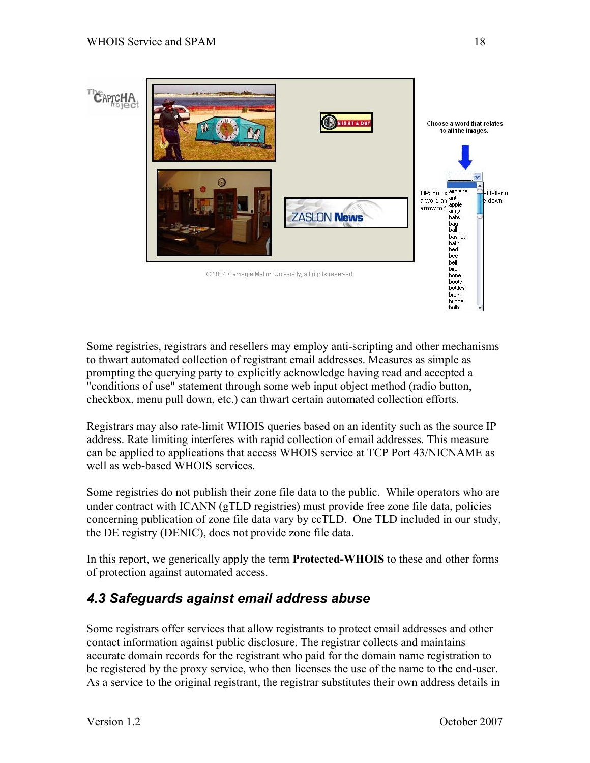Some registries, registrars and resellers may employ anti-scripting and other mechanisms to thwart automated collection of registrant email addresses. Measures as simple as prompting the querying party to explicitly acknowledge having read and accepted a "conditions of use" statement through some web input object method (radio button, checkbox, menu pull down, etc.) can thwart certain automated collection efforts.

Registrars may also rate-limit WHOIS queries based on an identity such as the source IP address. Rate limiting interferes with rapid collection of email addresses. This measure can be applied to applications that access WHOIS service at TCP Port 43/NICNAME as well as web-based WHOIS services.

Some registries do not publish their zone file data to the public. While operators who are under contract with ICANN (gTLD registries) must provide free zone file data, policies concerning publication of zone file data vary by ccTLD. One TLD included in our study, the DE registry (DENIC), does not provide zone file data.

In this report, we generically apply the term **Protected-WHOIS** to these and other forms of protection against automated access.

## *4.3 Safeguards against email address abuse*

Some registrars offer services that allow registrants to protect email addresses and other contact information against public disclosure. The registrar collects and maintains accurate domain records for the registrant who paid for the domain name registration to be registered by the proxy service, who then licenses the use of the name to the end-user. As a service to the original registrant, the registrar substitutes their own address details in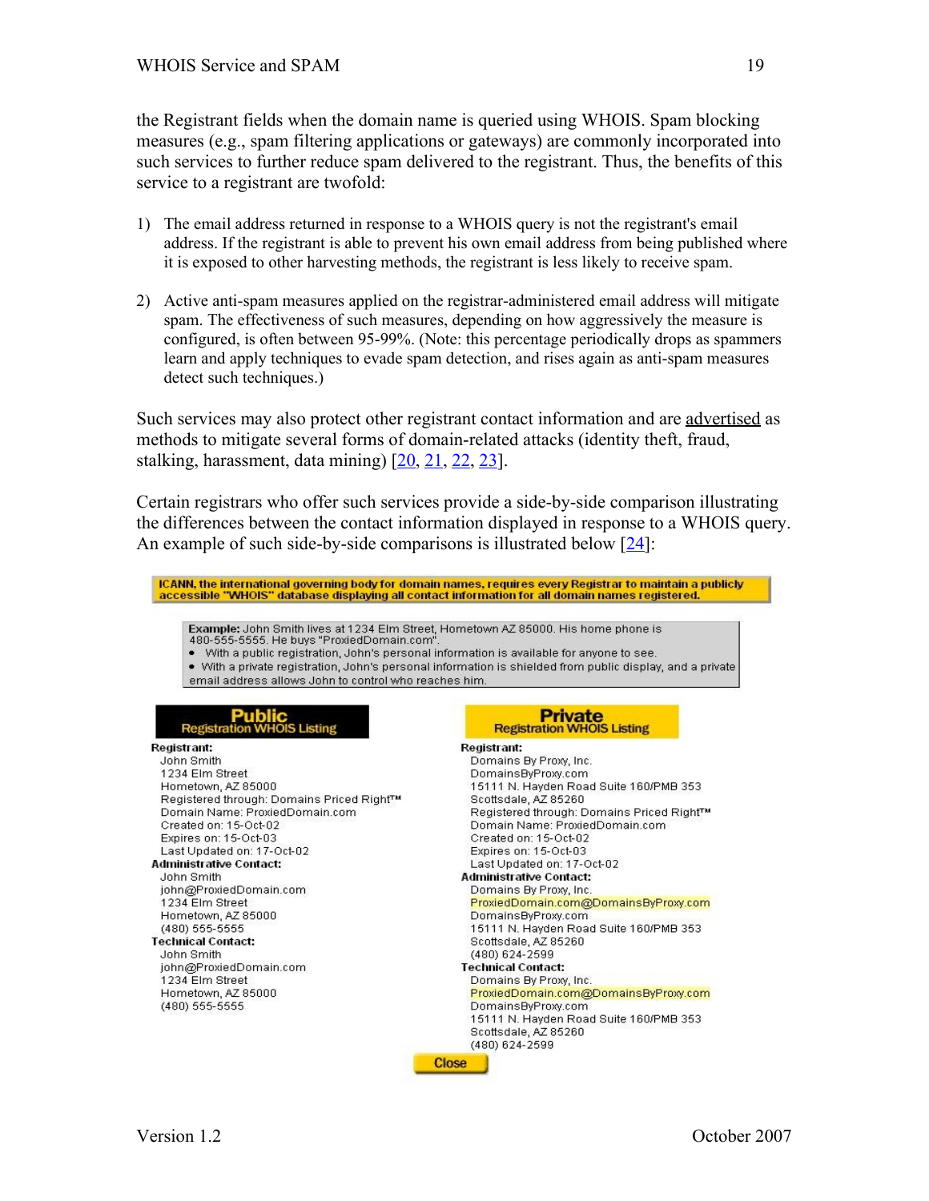the Registrant fields when the domain name is queried using WHOIS. Spam blocking measures (e.g., spam filtering applications or gateways) are commonly incorporated into such services to further reduce spam delivered to the registrant. Thus, the benefits of this service to a registrant are twofold:

1) The email address returned in response to a WHOIS query is not the registrant's email address. If the registrant is able to prevent his own email address from being published where it is exposed to other harvesting methods, the registrant is less likely to receive spam.

2) Active anti-spam measures applied on the registrar-administered email address will mitigate spam. The effectiveness of such measures, depending on how aggressively the measure is configured, is often between 95-99%. (Note: this percentage periodically drops as spammers learn and apply techniques to evade spam detection, and rises again as anti-spam measures detect such techniques.)

Such services may also protect other registrant contact information and are advertised as methods to mitigate several forms of domain-related attacks (identity theft, fraud, stalking, harassment, data mining) [20, 21, 22, 23].

Certain registrars who offer such services provide a side-by-side comparison illustrating the differences between the contact information displayed in response to a WHOIS query. An example of such side-by-side comparisons is illustrated below [24]:

**ICANN, the international governing body for domain names, requires every Registrar to maintain a publicly accessible "WHOIS" database displaying all contact information for all domain names registered.**

**Example:** John Smith lives at 1234 Elm Street, Hometown AZ 85000. His home phone is 480-555-5555. He buys "ProxiedDomain.com".
- With a public registration, John's personal information is available for anyone to see.
- With a private registration, John's personal information is shielded from public display, and a private email address allows John to control who reaches him.

| **Public** Registration WHOIS Listing | **Private** Registration WHOIS Listing |
| --- | --- |
| **Registrant:**<br>John Smith<br>1234 Elm Street<br>Hometown, AZ 85000<br>Registered through: Domains Priced Right™<br>Domain Name: ProxiedDomain.com<br>Created on: 15-Oct-02<br>Expires on: 15-Oct-03<br>Last Updated on: 17-Oct-02 | **Registrant:**<br>Domains By Proxy, Inc.<br>DomainsByProxy.com<br>15111 N. Hayden Road Suite 160/PMB 353<br>Scottsdale, AZ 85260<br>Registered through: Domains Priced Right™<br>Domain Name: ProxiedDomain.com<br>Created on: 15-Oct-02<br>Expires on: 15-Oct-03<br>Last Updated on: 17-Oct-02 |
| **Administrative Contact:**<br>John Smith<br>john@ProxiedDomain.com<br>1234 Elm Street<br>Hometown, AZ 85000<br>(480) 555-5555 | **Administrative Contact:**<br>Domains By Proxy, Inc.<br>ProxiedDomain.com@DomainsByProxy.com<br>DomainsByProxy.com<br>15111 N. Hayden Road Suite 160/PMB 353<br>Scottsdale, AZ 85260<br>(480) 624-2599 |
| **Technical Contact:**<br>John Smith<br>john@ProxiedDomain.com<br>1234 Elm Street<br>Hometown, AZ 85000<br>(480) 555-5555 | **Technical Contact:**<br>Domains By Proxy, Inc.<br>ProxiedDomain.com@DomainsByProxy.com<br>DomainsByProxy.com<br>15111 N. Hayden Road Suite 160/PMB 353<br>Scottsdale, AZ 85260<br>(480) 624-2599 |

Close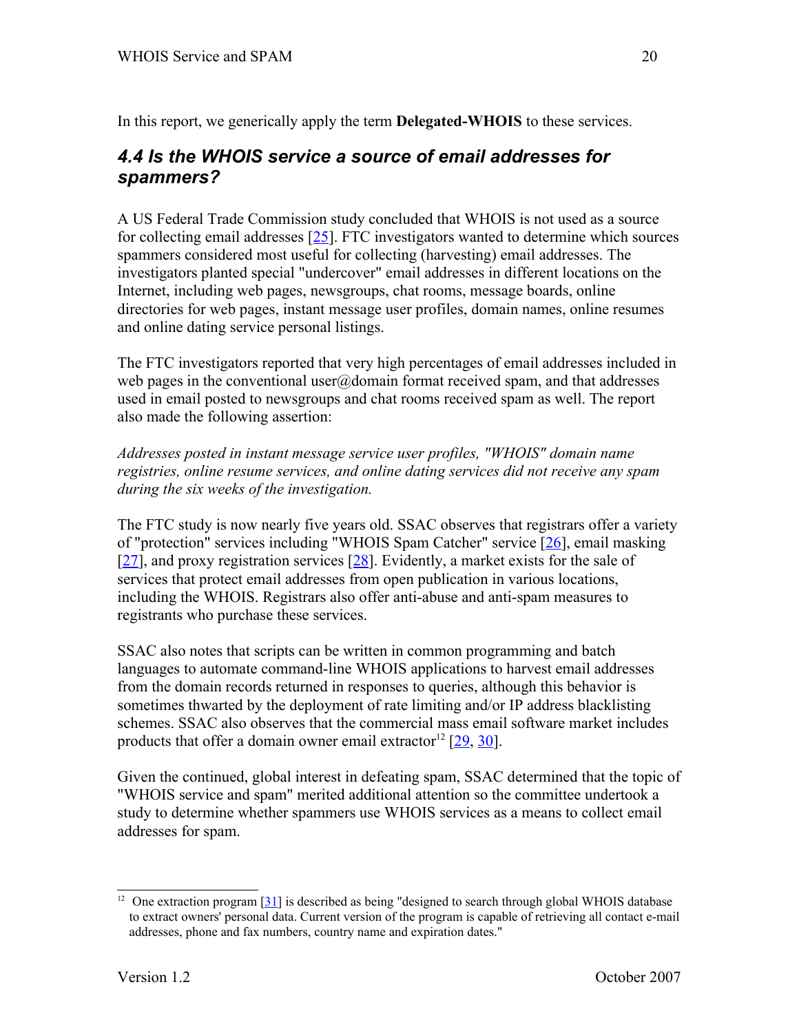In this report, we generically apply the term **Delegated-WHOIS** to these services.

## *4.4 Is the WHOIS service a source of email addresses for spammers?*

A US Federal Trade Commission study concluded that WHOIS is not used as a source for collecting email addresses [25]. FTC investigators wanted to determine which sources spammers considered most useful for collecting (harvesting) email addresses. The investigators planted special "undercover" email addresses in different locations on the Internet, including web pages, newsgroups, chat rooms, message boards, online directories for web pages, instant message user profiles, domain names, online resumes and online dating service personal listings.

The FTC investigators reported that very high percentages of email addresses included in web pages in the conventional user@domain format received spam, and that addresses used in email posted to newsgroups and chat rooms received spam as well. The report also made the following assertion:

*Addresses posted in instant message service user profiles, "WHOIS" domain name registries, online resume services, and online dating services did not receive any spam during the six weeks of the investigation.*

The FTC study is now nearly five years old. SSAC observes that registrars offer a variety of "protection" services including "WHOIS Spam Catcher" service [26], email masking [27], and proxy registration services [28]. Evidently, a market exists for the sale of services that protect email addresses from open publication in various locations, including the WHOIS. Registrars also offer anti-abuse and anti-spam measures to registrants who purchase these services.

SSAC also notes that scripts can be written in common programming and batch languages to automate command-line WHOIS applications to harvest email addresses from the domain records returned in responses to queries, although this behavior is sometimes thwarted by the deployment of rate limiting and/or IP address blacklisting schemes. SSAC also observes that the commercial mass email software market includes products that offer a domain owner email extractor[12] [29, 30].

Given the continued, global interest in defeating spam, SSAC determined that the topic of "WHOIS service and spam" merited additional attention so the committee undertook a study to determine whether spammers use WHOIS services as a means to collect email addresses for spam.

---

[12] One extraction program [31] is described as being "designed to search through global WHOIS database to extract owners' personal data. Current version of the program is capable of retrieving all contact e-mail addresses, phone and fax numbers, country name and expiration dates."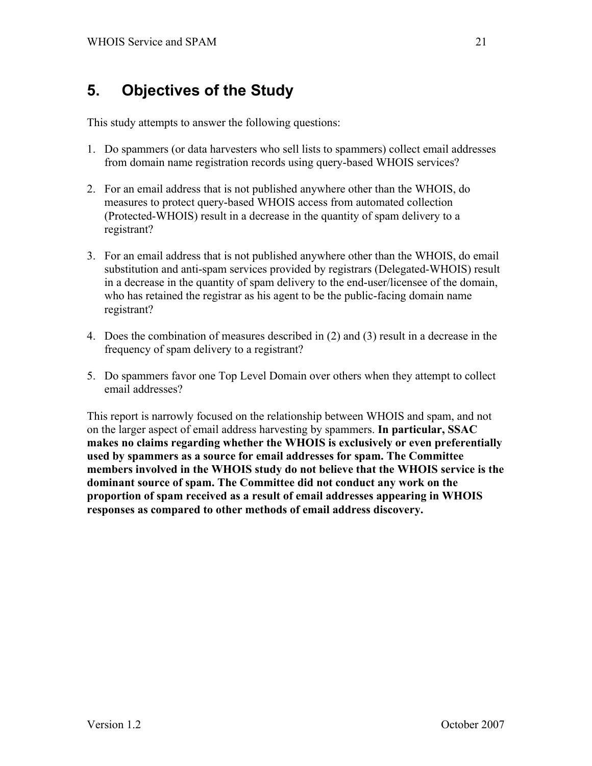# 5. Objectives of the Study

This study attempts to answer the following questions:

1. Do spammers (or data harvesters who sell lists to spammers) collect email addresses from domain name registration records using query-based WHOIS services?

2. For an email address that is not published anywhere other than the WHOIS, do measures to protect query-based WHOIS access from automated collection (Protected-WHOIS) result in a decrease in the quantity of spam delivery to a registrant?

3. For an email address that is not published anywhere other than the WHOIS, do email substitution and anti-spam services provided by registrars (Delegated-WHOIS) result in a decrease in the quantity of spam delivery to the end-user/licensee of the domain, who has retained the registrar as his agent to be the public-facing domain name registrant?

4. Does the combination of measures described in (2) and (3) result in a decrease in the frequency of spam delivery to a registrant?

5. Do spammers favor one Top Level Domain over others when they attempt to collect email addresses?

This report is narrowly focused on the relationship between WHOIS and spam, and not on the larger aspect of email address harvesting by spammers. **In particular, SSAC makes no claims regarding whether the WHOIS is exclusively or even preferentially used by spammers as a source for email addresses for spam. The Committee members involved in the WHOIS study do not believe that the WHOIS service is the dominant source of spam. The Committee did not conduct any work on the proportion of spam received as a result of email addresses appearing in WHOIS responses as compared to other methods of email address discovery.**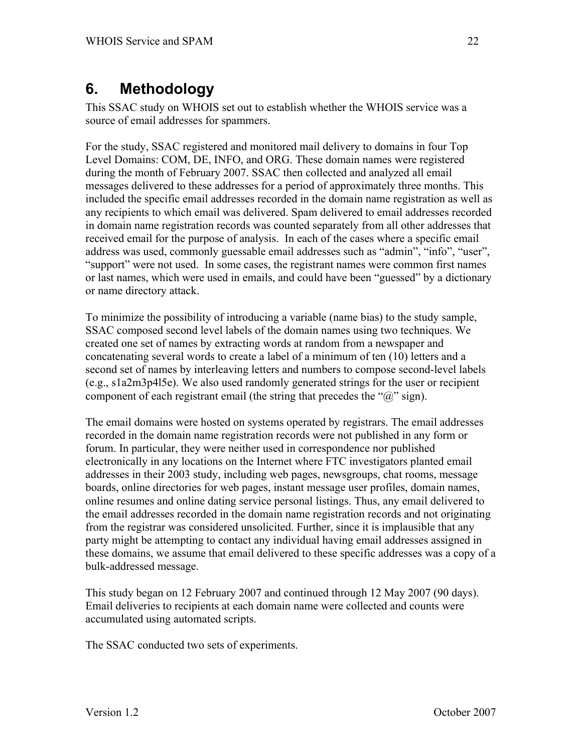# 6. Methodology

This SSAC study on WHOIS set out to establish whether the WHOIS service was a source of email addresses for spammers.

For the study, SSAC registered and monitored mail delivery to domains in four Top Level Domains: COM, DE, INFO, and ORG. These domain names were registered during the month of February 2007. SSAC then collected and analyzed all email messages delivered to these addresses for a period of approximately three months. This included the specific email addresses recorded in the domain name registration as well as any recipients to which email was delivered. Spam delivered to email addresses recorded in domain name registration records was counted separately from all other addresses that received email for the purpose of analysis. In each of the cases where a specific email address was used, commonly guessable email addresses such as "admin", "info", "user", "support" were not used. In some cases, the registrant names were common first names or last names, which were used in emails, and could have been "guessed" by a dictionary or name directory attack.

To minimize the possibility of introducing a variable (name bias) to the study sample, SSAC composed second level labels of the domain names using two techniques. We created one set of names by extracting words at random from a newspaper and concatenating several words to create a label of a minimum of ten (10) letters and a second set of names by interleaving letters and numbers to compose second-level labels (e.g., s1a2m3p4l5e). We also used randomly generated strings for the user or recipient component of each registrant email (the string that precedes the "@" sign).

The email domains were hosted on systems operated by registrars. The email addresses recorded in the domain name registration records were not published in any form or forum. In particular, they were neither used in correspondence nor published electronically in any locations on the Internet where FTC investigators planted email addresses in their 2003 study, including web pages, newsgroups, chat rooms, message boards, online directories for web pages, instant message user profiles, domain names, online resumes and online dating service personal listings. Thus, any email delivered to the email addresses recorded in the domain name registration records and not originating from the registrar was considered unsolicited. Further, since it is implausible that any party might be attempting to contact any individual having email addresses assigned in these domains, we assume that email delivered to these specific addresses was a copy of a bulk-addressed message.

This study began on 12 February 2007 and continued through 12 May 2007 (90 days). Email deliveries to recipients at each domain name were collected and counts were accumulated using automated scripts.

The SSAC conducted two sets of experiments.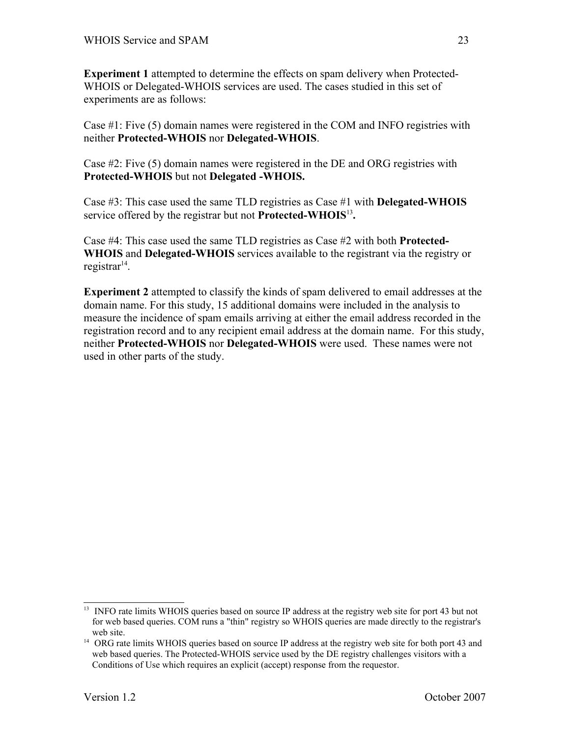**Experiment 1** attempted to determine the effects on spam delivery when Protected-WHOIS or Delegated-WHOIS services are used. The cases studied in this set of experiments are as follows:

Case #1: Five (5) domain names were registered in the COM and INFO registries with neither **Protected-WHOIS** nor **Delegated-WHOIS**.

Case #2: Five (5) domain names were registered in the DE and ORG registries with **Protected-WHOIS** but not **Delegated -WHOIS.**

Case #3: This case used the same TLD registries as Case #1 with **Delegated-WHOIS** service offered by the registrar but not **Protected-WHOIS**[13]**.**

Case #4: This case used the same TLD registries as Case #2 with both **Protected-WHOIS** and **Delegated-WHOIS** services available to the registrant via the registry or registrar[14].

**Experiment 2** attempted to classify the kinds of spam delivered to email addresses at the domain name. For this study, 15 additional domains were included in the analysis to measure the incidence of spam emails arriving at either the email address recorded in the registration record and to any recipient email address at the domain name. For this study, neither **Protected-WHOIS** nor **Delegated-WHOIS** were used. These names were not used in other parts of the study.

---

[13] INFO rate limits WHOIS queries based on source IP address at the registry web site for port 43 but not for web based queries. COM runs a "thin" registry so WHOIS queries are made directly to the registrar's web site.

[14] ORG rate limits WHOIS queries based on source IP address at the registry web site for both port 43 and web based queries. The Protected-WHOIS service used by the DE registry challenges visitors with a Conditions of Use which requires an explicit (accept) response from the requestor.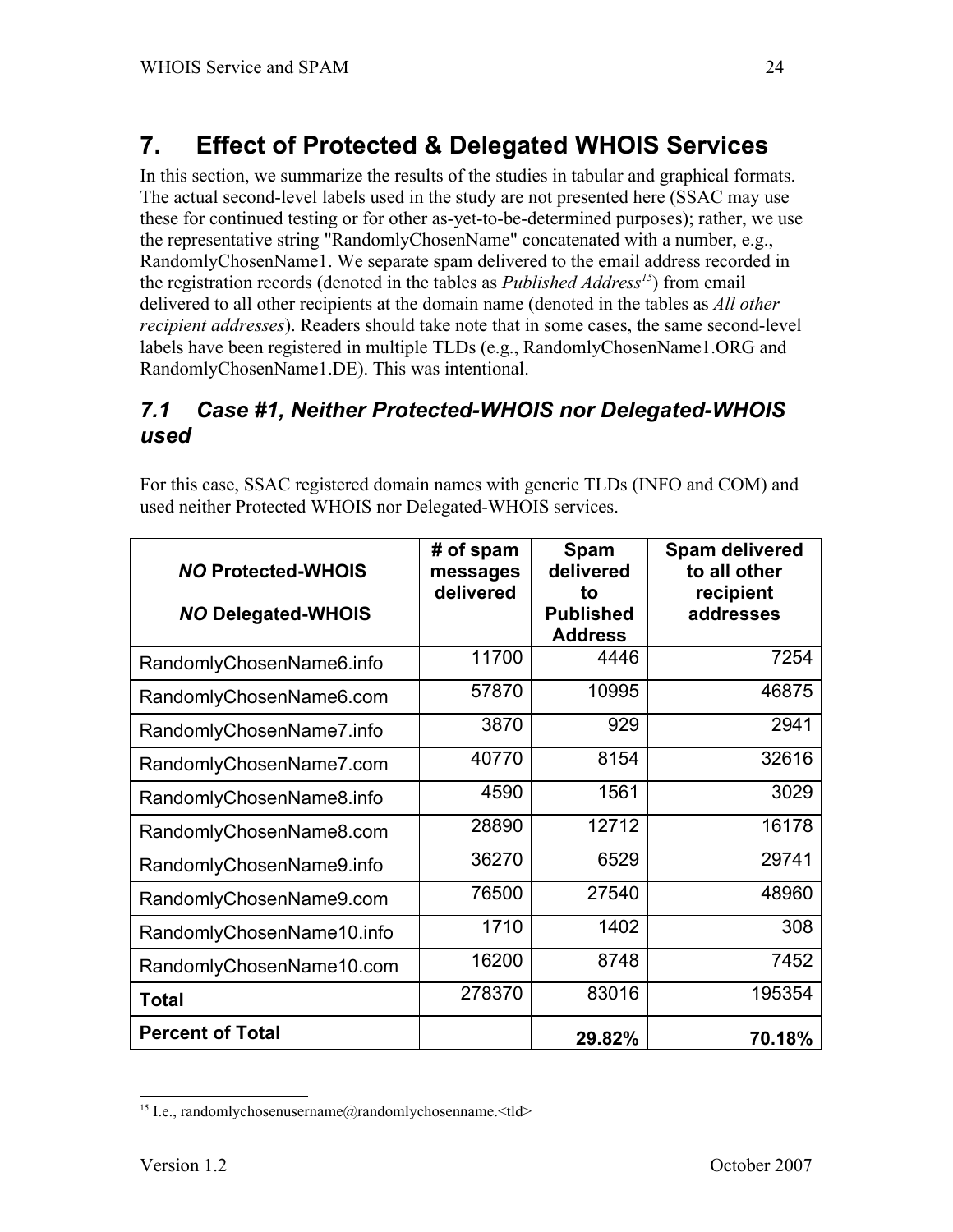# 7. Effect of Protected & Delegated WHOIS Services

In this section, we summarize the results of the studies in tabular and graphical formats. The actual second-level labels used in the study are not presented here (SSAC may use these for continued testing or for other as-yet-to-be-determined purposes); rather, we use the representative string "RandomlyChosenName" concatenated with a number, e.g., RandomlyChosenName1. We separate spam delivered to the email address recorded in the registration records (denoted in the tables as *Published Address*[15]) from email delivered to all other recipients at the domain name (denoted in the tables as *All other recipient addresses*). Readers should take note that in some cases, the same second-level labels have been registered in multiple TLDs (e.g., RandomlyChosenName1.ORG and RandomlyChosenName1.DE). This was intentional.

## *7.1 Case #1, Neither Protected-WHOIS nor Delegated-WHOIS used*

For this case, SSAC registered domain names with generic TLDs (INFO and COM) and used neither Protected WHOIS nor Delegated-WHOIS services.

| ***NO* Protected-WHOIS** <br> ***NO* Delegated-WHOIS** | **# of spam messages delivered** | **Spam delivered to Published Address** | **Spam delivered to all other recipient addresses** |
|---|---|---|---|
| RandomlyChosenName6.info | 11700 | 4446 | 7254 |
| RandomlyChosenName6.com | 57870 | 10995 | 46875 |
| RandomlyChosenName7.info | 3870 | 929 | 2941 |
| RandomlyChosenName7.com | 40770 | 8154 | 32616 |
| RandomlyChosenName8.info | 4590 | 1561 | 3029 |
| RandomlyChosenName8.com | 28890 | 12712 | 16178 |
| RandomlyChosenName9.info | 36270 | 6529 | 29741 |
| RandomlyChosenName9.com | 76500 | 27540 | 48960 |
| RandomlyChosenName10.info | 1710 | 1402 | 308 |
| RandomlyChosenName10.com | 16200 | 8748 | 7452 |
| **Total** | 278370 | 83016 | 195354 |
| **Percent of Total** | | **29.82%** | **70.18%** |

[15] I.e., randomlychosenusername@randomlychosenname.<tld>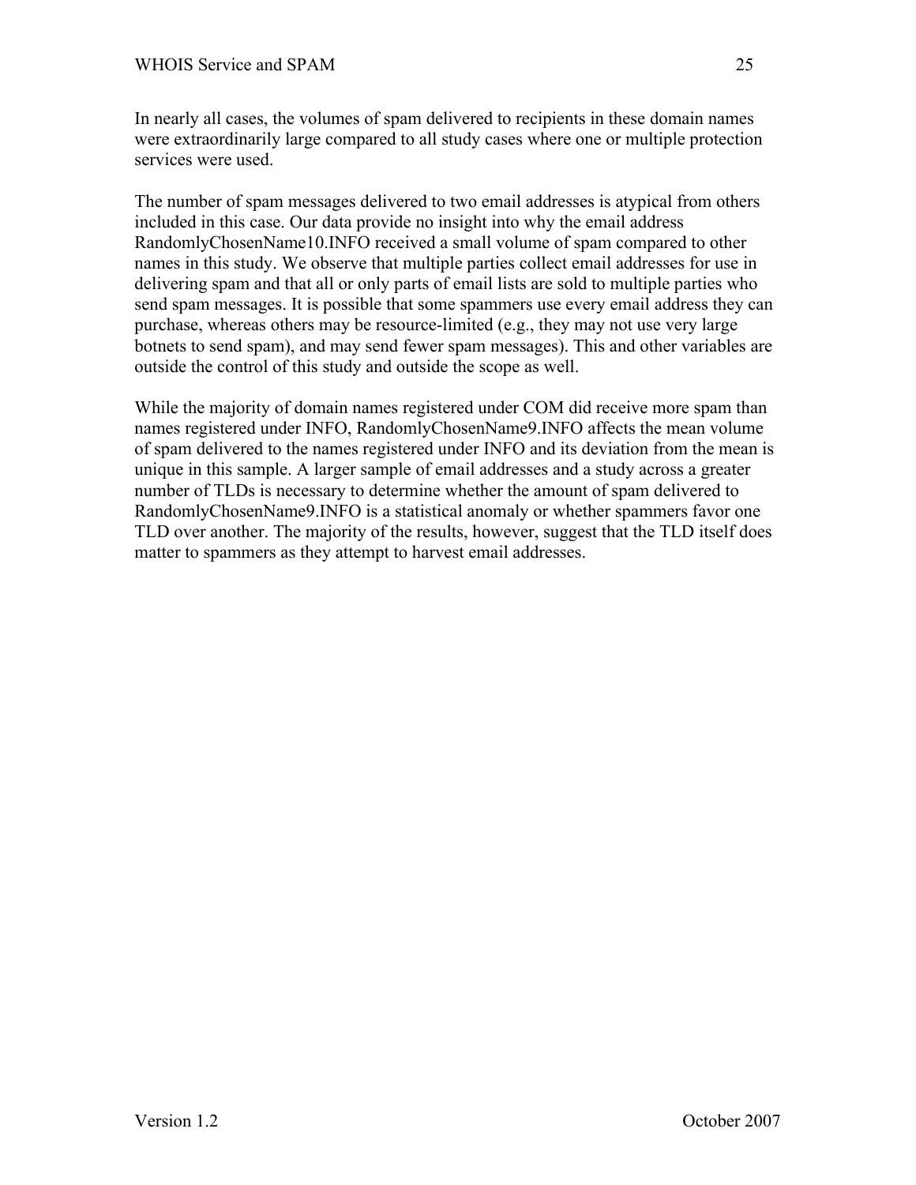In nearly all cases, the volumes of spam delivered to recipients in these domain names were extraordinarily large compared to all study cases where one or multiple protection services were used.

The number of spam messages delivered to two email addresses is atypical from others included in this case. Our data provide no insight into why the email address RandomlyChosenName10.INFO received a small volume of spam compared to other names in this study. We observe that multiple parties collect email addresses for use in delivering spam and that all or only parts of email lists are sold to multiple parties who send spam messages. It is possible that some spammers use every email address they can purchase, whereas others may be resource-limited (e.g., they may not use very large botnets to send spam), and may send fewer spam messages). This and other variables are outside the control of this study and outside the scope as well.

While the majority of domain names registered under COM did receive more spam than names registered under INFO, RandomlyChosenName9.INFO affects the mean volume of spam delivered to the names registered under INFO and its deviation from the mean is unique in this sample. A larger sample of email addresses and a study across a greater number of TLDs is necessary to determine whether the amount of spam delivered to RandomlyChosenName9.INFO is a statistical anomaly or whether spammers favor one TLD over another. The majority of the results, however, suggest that the TLD itself does matter to spammers as they attempt to harvest email addresses.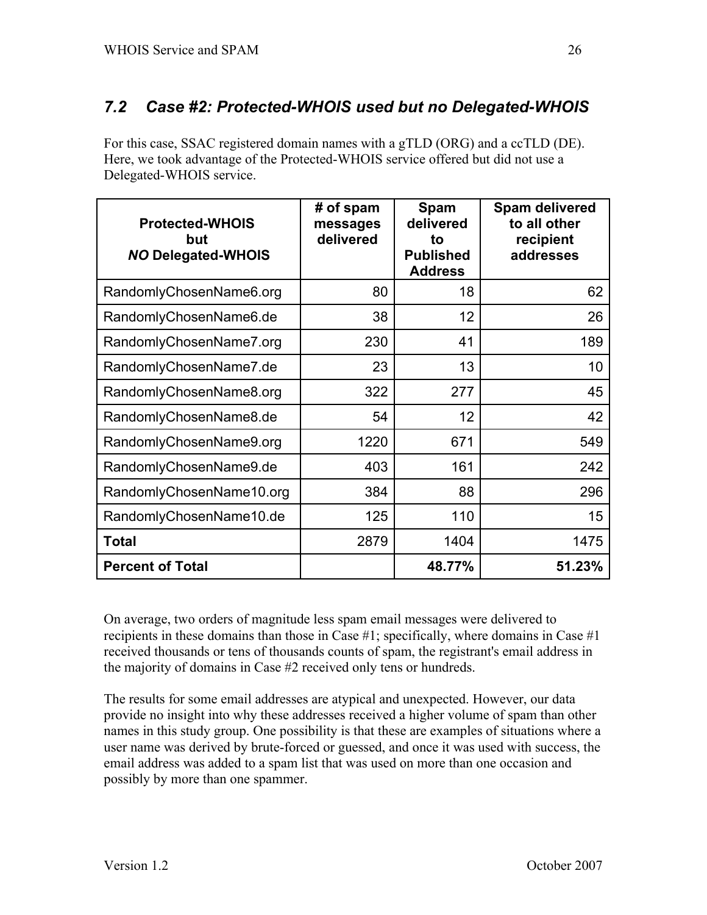## 7.2 *Case #2: Protected-WHOIS used but no Delegated-WHOIS*

For this case, SSAC registered domain names with a gTLD (ORG) and a ccTLD (DE). Here, we took advantage of the Protected-WHOIS service offered but did not use a Delegated-WHOIS service.

| **Protected-WHOIS but *NO* Delegated-WHOIS** | **# of spam messages delivered** | **Spam delivered to Published Address** | **Spam delivered to all other recipient addresses** |
|---|---|---|---|
| RandomlyChosenName6.org | 80 | 18 | 62 |
| RandomlyChosenName6.de | 38 | 12 | 26 |
| RandomlyChosenName7.org | 230 | 41 | 189 |
| RandomlyChosenName7.de | 23 | 13 | 10 |
| RandomlyChosenName8.org | 322 | 277 | 45 |
| RandomlyChosenName8.de | 54 | 12 | 42 |
| RandomlyChosenName9.org | 1220 | 671 | 549 |
| RandomlyChosenName9.de | 403 | 161 | 242 |
| RandomlyChosenName10.org | 384 | 88 | 296 |
| RandomlyChosenName10.de | 125 | 110 | 15 |
| **Total** | 2879 | 1404 | 1475 |
| **Percent of Total** | | **48.77%** | **51.23%** |

On average, two orders of magnitude less spam email messages were delivered to recipients in these domains than those in Case #1; specifically, where domains in Case #1 received thousands or tens of thousands counts of spam, the registrant's email address in the majority of domains in Case #2 received only tens or hundreds.

The results for some email addresses are atypical and unexpected. However, our data provide no insight into why these addresses received a higher volume of spam than other names in this study group. One possibility is that these are examples of situations where a user name was derived by brute-forced or guessed, and once it was used with success, the email address was added to a spam list that was used on more than one occasion and possibly by more than one spammer.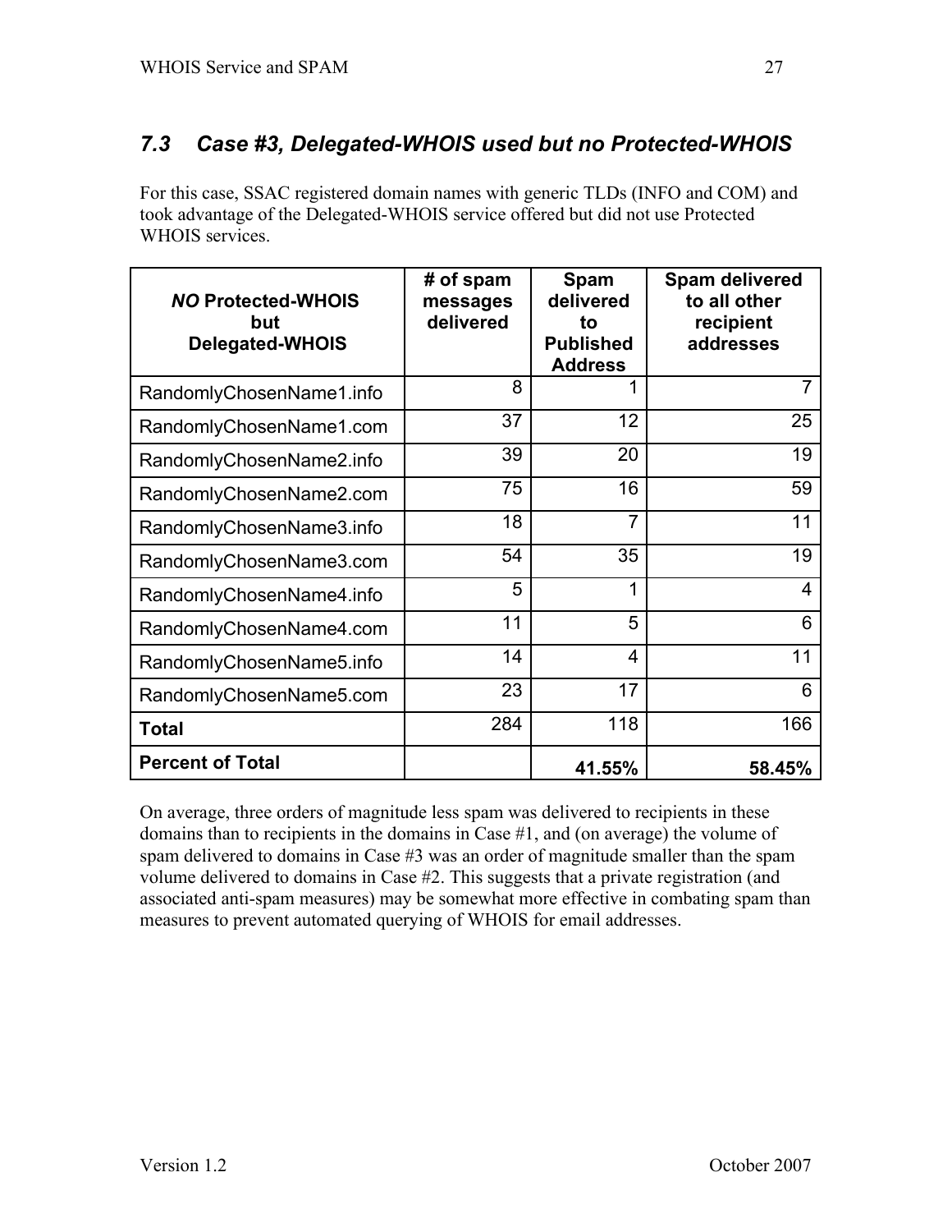## 7.3 Case #3, Delegated-WHOIS used but no Protected-WHOIS

For this case, SSAC registered domain names with generic TLDs (INFO and COM) and took advantage of the Delegated-WHOIS service offered but did not use Protected WHOIS services.

| ***NO* Protected-WHOIS but Delegated-WHOIS** | **# of spam messages delivered** | **Spam delivered to Published Address** | **Spam delivered to all other recipient addresses** |
|---|---|---|---|
| RandomlyChosenName1.info | 8 | 1 | 7 |
| RandomlyChosenName1.com | 37 | 12 | 25 |
| RandomlyChosenName2.info | 39 | 20 | 19 |
| RandomlyChosenName2.com | 75 | 16 | 59 |
| RandomlyChosenName3.info | 18 | 7 | 11 |
| RandomlyChosenName3.com | 54 | 35 | 19 |
| RandomlyChosenName4.info | 5 | 1 | 4 |
| RandomlyChosenName4.com | 11 | 5 | 6 |
| RandomlyChosenName5.info | 14 | 4 | 11 |
| RandomlyChosenName5.com | 23 | 17 | 6 |
| **Total** | 284 | 118 | 166 |
| **Percent of Total** | | **41.55%** | **58.45%** |

On average, three orders of magnitude less spam was delivered to recipients in these domains than to recipients in the domains in Case #1, and (on average) the volume of spam delivered to domains in Case #3 was an order of magnitude smaller than the spam volume delivered to domains in Case #2. This suggests that a private registration (and associated anti-spam measures) may be somewhat more effective in combating spam than measures to prevent automated querying of WHOIS for email addresses.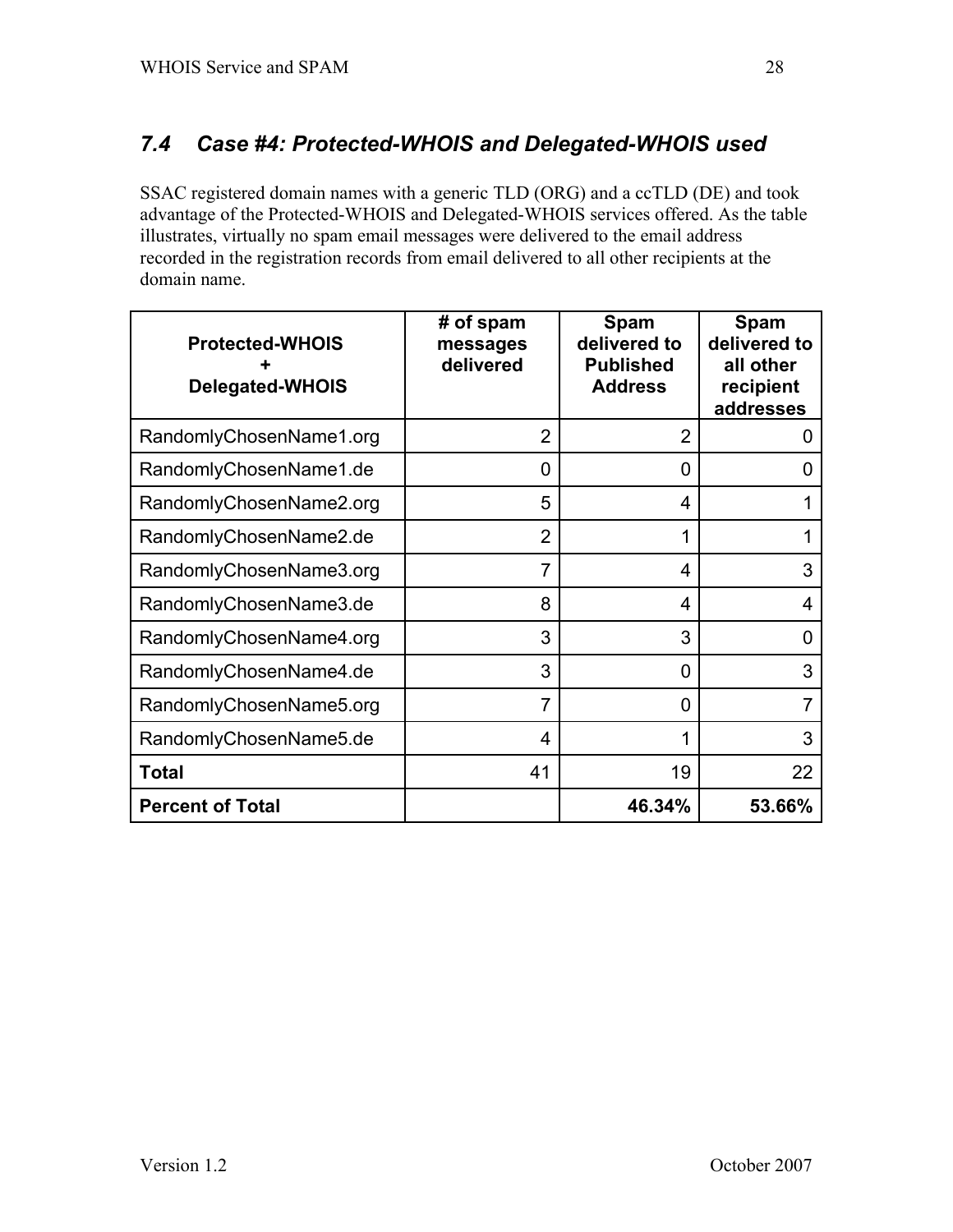## *7.4 Case #4: Protected-WHOIS and Delegated-WHOIS used*

SSAC registered domain names with a generic TLD (ORG) and a ccTLD (DE) and took advantage of the Protected-WHOIS and Delegated-WHOIS services offered. As the table illustrates, virtually no spam email messages were delivered to the email address recorded in the registration records from email delivered to all other recipients at the domain name.

| **Protected-WHOIS + Delegated-WHOIS** | **# of spam messages delivered** | **Spam delivered to Published Address** | **Spam delivered to all other recipient addresses** |
|---|---:|---:|---:|
| RandomlyChosenName1.org | 2 | 2 | 0 |
| RandomlyChosenName1.de | 0 | 0 | 0 |
| RandomlyChosenName2.org | 5 | 4 | 1 |
| RandomlyChosenName2.de | 2 | 1 | 1 |
| RandomlyChosenName3.org | 7 | 4 | 3 |
| RandomlyChosenName3.de | 8 | 4 | 4 |
| RandomlyChosenName4.org | 3 | 3 | 0 |
| RandomlyChosenName4.de | 3 | 0 | 3 |
| RandomlyChosenName5.org | 7 | 0 | 7 |
| RandomlyChosenName5.de | 4 | 1 | 3 |
| **Total** | 41 | 19 | 22 |
| **Percent of Total** | | **46.34%** | **53.66%** |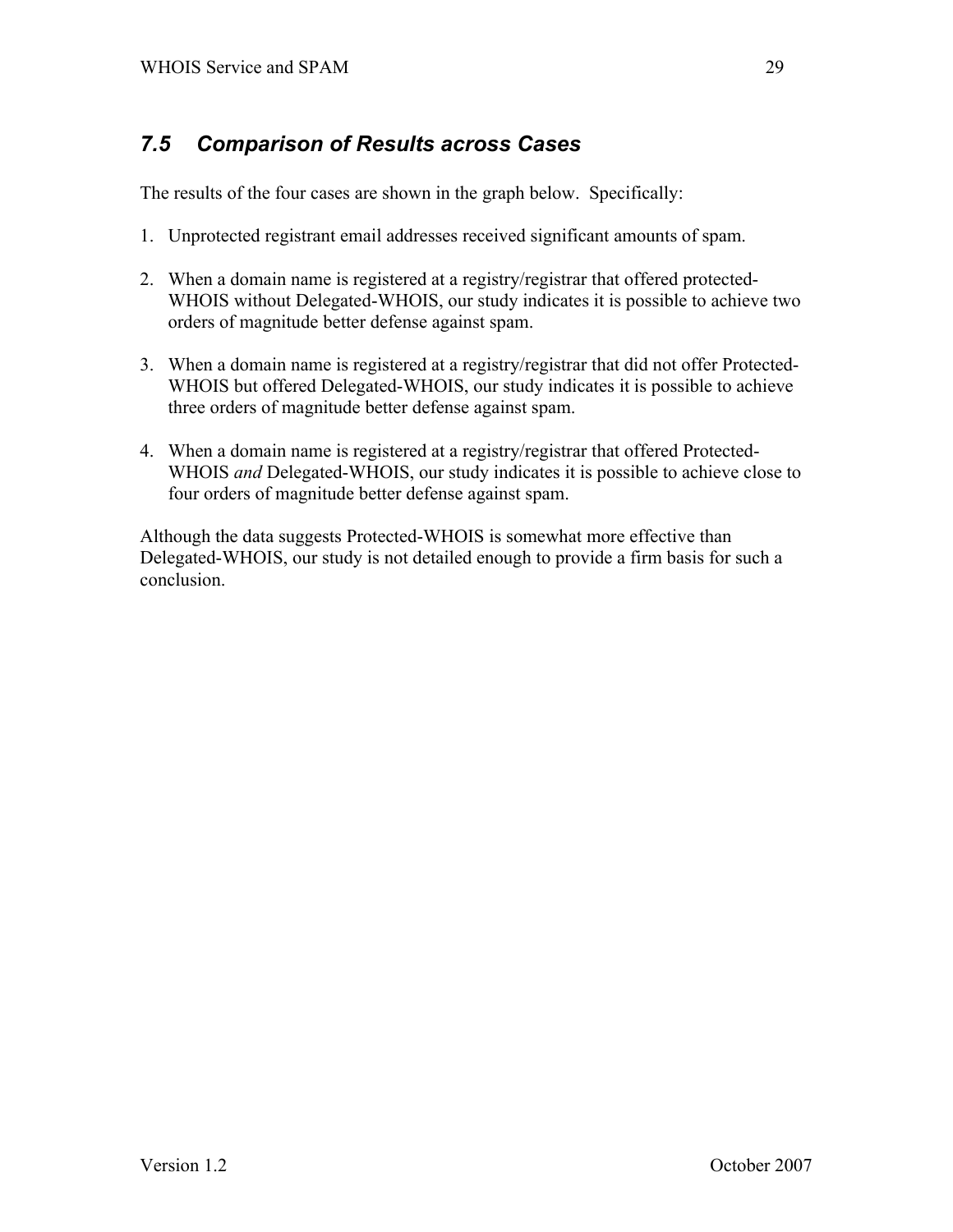## 7.5 Comparison of Results across Cases

The results of the four cases are shown in the graph below. Specifically:

1. Unprotected registrant email addresses received significant amounts of spam.

2. When a domain name is registered at a registry/registrar that offered protected-WHOIS without Delegated-WHOIS, our study indicates it is possible to achieve two orders of magnitude better defense against spam.

3. When a domain name is registered at a registry/registrar that did not offer Protected-WHOIS but offered Delegated-WHOIS, our study indicates it is possible to achieve three orders of magnitude better defense against spam.

4. When a domain name is registered at a registry/registrar that offered Protected-WHOIS *and* Delegated-WHOIS, our study indicates it is possible to achieve close to four orders of magnitude better defense against spam.

Although the data suggests Protected-WHOIS is somewhat more effective than Delegated-WHOIS, our study is not detailed enough to provide a firm basis for such a conclusion.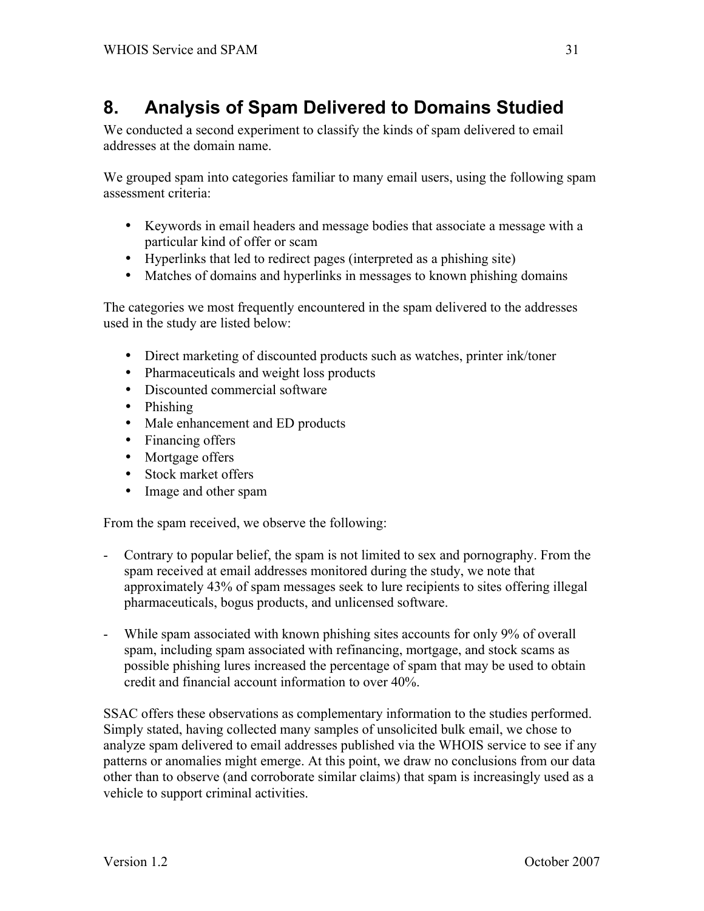# 8. Analysis of Spam Delivered to Domains Studied

We conducted a second experiment to classify the kinds of spam delivered to email addresses at the domain name.

We grouped spam into categories familiar to many email users, using the following spam assessment criteria:

- Keywords in email headers and message bodies that associate a message with a particular kind of offer or scam
- Hyperlinks that led to redirect pages (interpreted as a phishing site)
- Matches of domains and hyperlinks in messages to known phishing domains

The categories we most frequently encountered in the spam delivered to the addresses used in the study are listed below:

- Direct marketing of discounted products such as watches, printer ink/toner
- Pharmaceuticals and weight loss products
- Discounted commercial software
- Phishing
- Male enhancement and ED products
- Financing offers
- Mortgage offers
- Stock market offers
- Image and other spam

From the spam received, we observe the following:

- Contrary to popular belief, the spam is not limited to sex and pornography. From the spam received at email addresses monitored during the study, we note that approximately 43% of spam messages seek to lure recipients to sites offering illegal pharmaceuticals, bogus products, and unlicensed software.

- While spam associated with known phishing sites accounts for only 9% of overall spam, including spam associated with refinancing, mortgage, and stock scams as possible phishing lures increased the percentage of spam that may be used to obtain credit and financial account information to over 40%.

SSAC offers these observations as complementary information to the studies performed. Simply stated, having collected many samples of unsolicited bulk email, we chose to analyze spam delivered to email addresses published via the WHOIS service to see if any patterns or anomalies might emerge. At this point, we draw no conclusions from our data other than to observe (and corroborate similar claims) that spam is increasingly used as a vehicle to support criminal activities.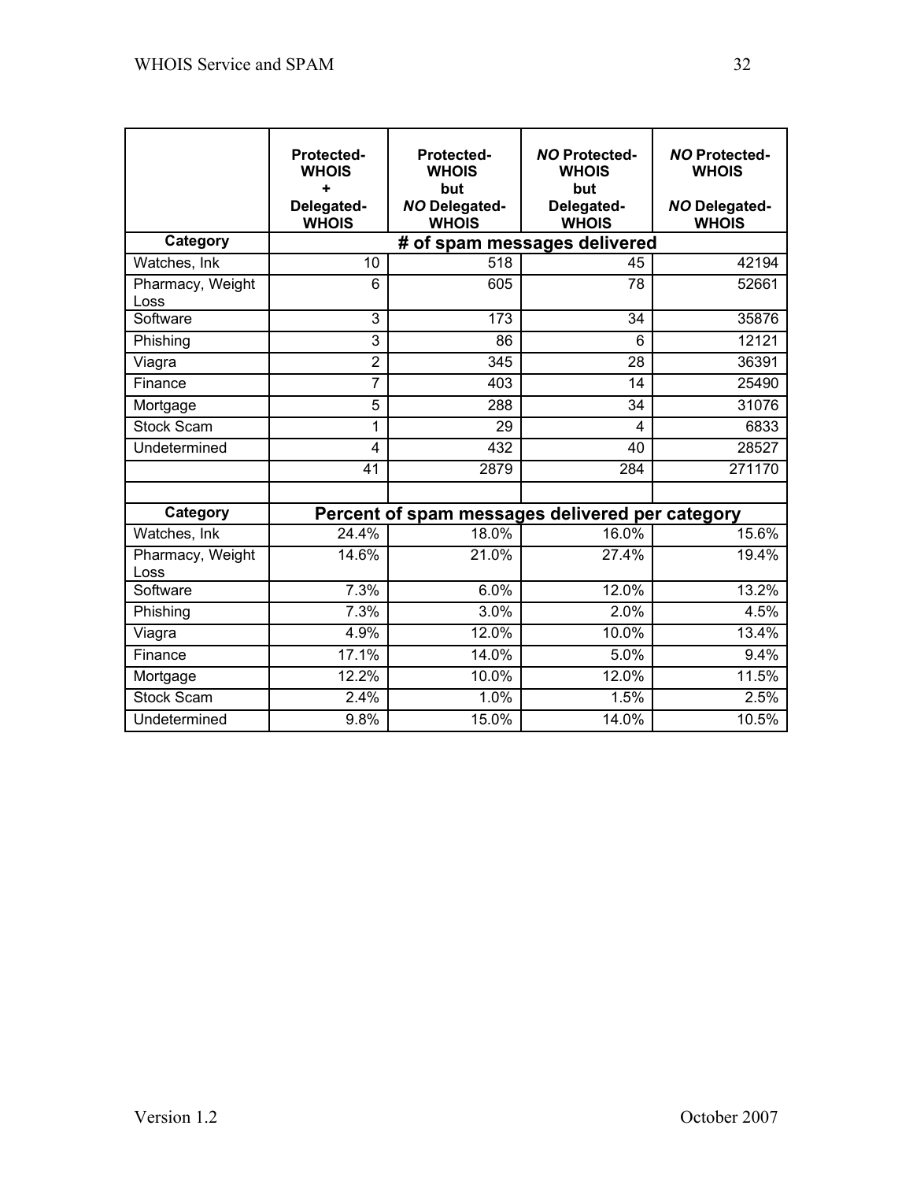| | **Protected-WHOIS + Delegated-WHOIS** | **Protected-WHOIS but *NO* Delegated-WHOIS** | ***NO* Protected-WHOIS but Delegated-WHOIS** | ***NO* Protected-WHOIS *NO* Delegated-WHOIS** |
|---|---|---|---|---|
| **Category** | **# of spam messages delivered** | | | |
| Watches, Ink | 10 | 518 | 45 | 42194 |
| Pharmacy, Weight Loss | 6 | 605 | 78 | 52661 |
| Software | 3 | 173 | 34 | 35876 |
| Phishing | 3 | 86 | 6 | 12121 |
| Viagra | 2 | 345 | 28 | 36391 |
| Finance | 7 | 403 | 14 | 25490 |
| Mortgage | 5 | 288 | 34 | 31076 |
| Stock Scam | 1 | 29 | 4 | 6833 |
| Undetermined | 4 | 432 | 40 | 28527 |
| | 41 | 2879 | 284 | 271170 |
| | | | | |
| **Category** | **Percent of spam messages delivered per category** | | | |
| Watches, Ink | 24.4% | 18.0% | 16.0% | 15.6% |
| Pharmacy, Weight Loss | 14.6% | 21.0% | 27.4% | 19.4% |
| Software | 7.3% | 6.0% | 12.0% | 13.2% |
| Phishing | 7.3% | 3.0% | 2.0% | 4.5% |
| Viagra | 4.9% | 12.0% | 10.0% | 13.4% |
| Finance | 17.1% | 14.0% | 5.0% | 9.4% |
| Mortgage | 12.2% | 10.0% | 12.0% | 11.5% |
| Stock Scam | 2.4% | 1.0% | 1.5% | 2.5% |
| Undetermined | 9.8% | 15.0% | 14.0% | 10.5% |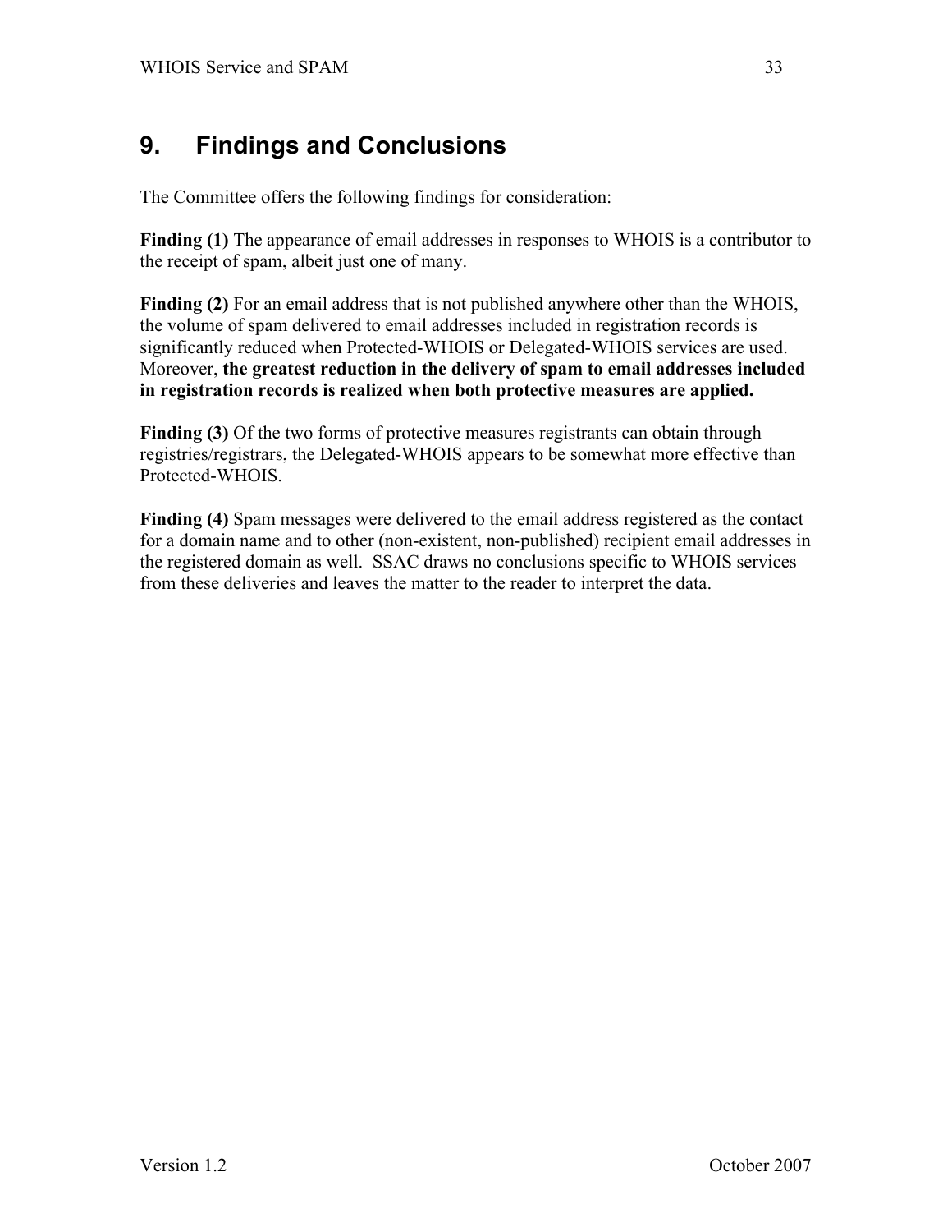# 9. Findings and Conclusions

The Committee offers the following findings for consideration:

**Finding (1)** The appearance of email addresses in responses to WHOIS is a contributor to the receipt of spam, albeit just one of many.

**Finding (2)** For an email address that is not published anywhere other than the WHOIS, the volume of spam delivered to email addresses included in registration records is significantly reduced when Protected-WHOIS or Delegated-WHOIS services are used. Moreover, **the greatest reduction in the delivery of spam to email addresses included in registration records is realized when both protective measures are applied.**

**Finding (3)** Of the two forms of protective measures registrants can obtain through registries/registrars, the Delegated-WHOIS appears to be somewhat more effective than Protected-WHOIS.

**Finding (4)** Spam messages were delivered to the email address registered as the contact for a domain name and to other (non-existent, non-published) recipient email addresses in the registered domain as well. SSAC draws no conclusions specific to WHOIS services from these deliveries and leaves the matter to the reader to interpret the data.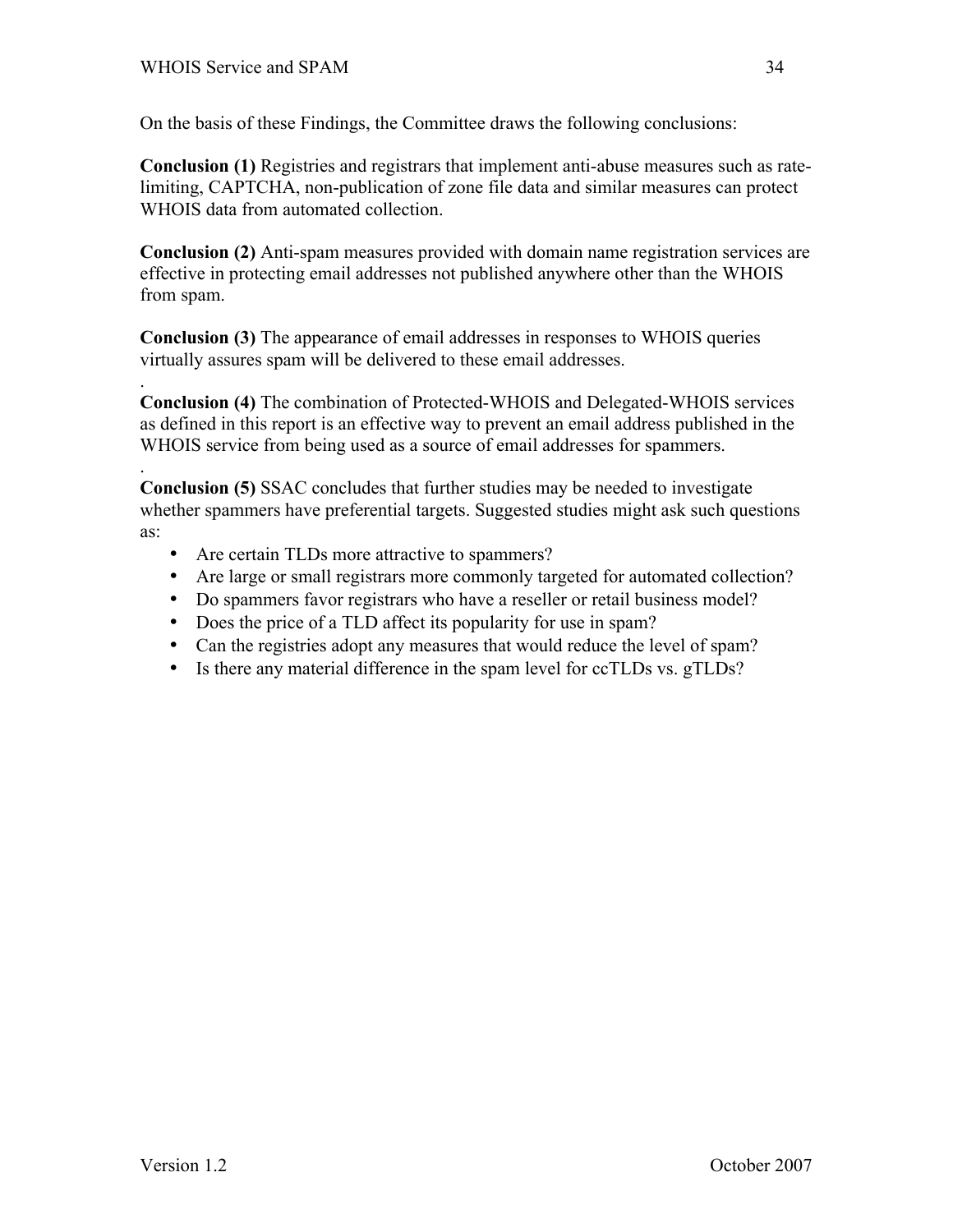On the basis of these Findings, the Committee draws the following conclusions:

**Conclusion (1)** Registries and registrars that implement anti-abuse measures such as rate-limiting, CAPTCHA, non-publication of zone file data and similar measures can protect WHOIS data from automated collection.

**Conclusion (2)** Anti-spam measures provided with domain name registration services are effective in protecting email addresses not published anywhere other than the WHOIS from spam.

**Conclusion (3)** The appearance of email addresses in responses to WHOIS queries virtually assures spam will be delivered to these email addresses.

.
**Conclusion (4)** The combination of Protected-WHOIS and Delegated-WHOIS services as defined in this report is an effective way to prevent an email address published in the WHOIS service from being used as a source of email addresses for spammers.

.
**Conclusion (5)** SSAC concludes that further studies may be needed to investigate whether spammers have preferential targets. Suggested studies might ask such questions as:

- Are certain TLDs more attractive to spammers?
- Are large or small registrars more commonly targeted for automated collection?
- Do spammers favor registrars who have a reseller or retail business model?
- Does the price of a TLD affect its popularity for use in spam?
- Can the registries adopt any measures that would reduce the level of spam?
- Is there any material difference in the spam level for ccTLDs vs. gTLDs?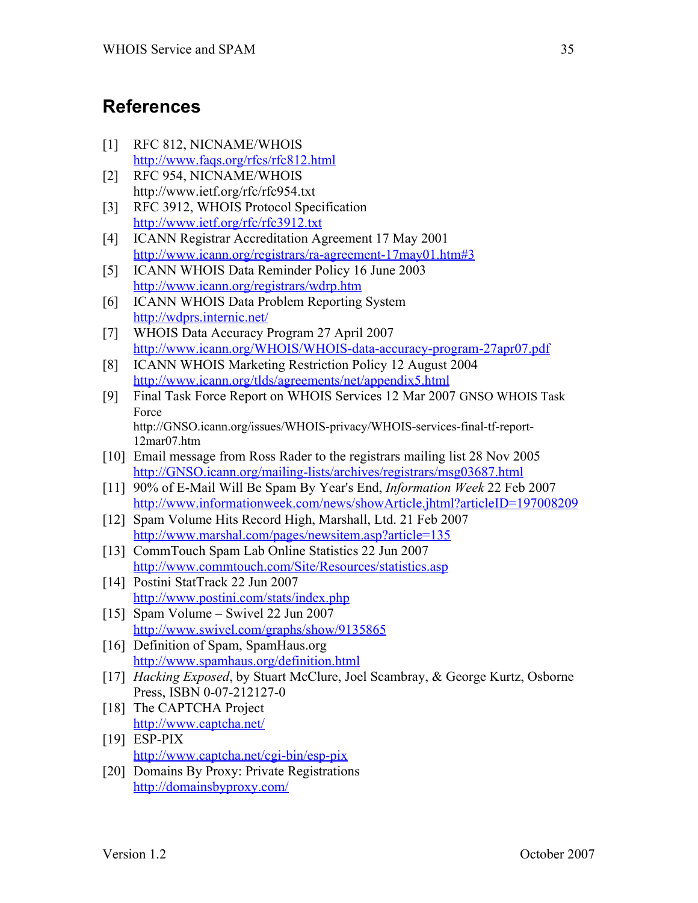# References

[1] RFC 812, NICNAME/WHOIS
http://www.faqs.org/rfcs/rfc812.html

[2] RFC 954, NICNAME/WHOIS
http://www.ietf.org/rfc/rfc954.txt

[3] RFC 3912, WHOIS Protocol Specification
http://www.ietf.org/rfc/rfc3912.txt

[4] ICANN Registrar Accreditation Agreement 17 May 2001
http://www.icann.org/registrars/ra-agreement-17may01.htm#3

[5] ICANN WHOIS Data Reminder Policy 16 June 2003
http://www.icann.org/registrars/wdrp.htm

[6] ICANN WHOIS Data Problem Reporting System
http://wdprs.internic.net/

[7] WHOIS Data Accuracy Program 27 April 2007
http://www.icann.org/WHOIS/WHOIS-data-accuracy-program-27apr07.pdf

[8] ICANN WHOIS Marketing Restriction Policy 12 August 2004
http://www.icann.org/tlds/agreements/net/appendix5.html

[9] Final Task Force Report on WHOIS Services 12 Mar 2007 GNSO WHOIS Task Force
http://GNSO.icann.org/issues/WHOIS-privacy/WHOIS-services-final-tf-report-12mar07.htm

[10] Email message from Ross Rader to the registrars mailing list 28 Nov 2005
http://GNSO.icann.org/mailing-lists/archives/registrars/msg03687.html

[11] 90% of E-Mail Will Be Spam By Year's End, *Information Week* 22 Feb 2007
http://www.informationweek.com/news/showArticle.jhtml?articleID=197008209

[12] Spam Volume Hits Record High, Marshall, Ltd. 21 Feb 2007
http://www.marshal.com/pages/newsitem.asp?article=135

[13] CommTouch Spam Lab Online Statistics 22 Jun 2007
http://www.commtouch.com/Site/Resources/statistics.asp

[14] Postini StatTrack 22 Jun 2007
http://www.postini.com/stats/index.php

[15] Spam Volume – Swivel 22 Jun 2007
http://www.swivel.com/graphs/show/9135865

[16] Definition of Spam, SpamHaus.org
http://www.spamhaus.org/definition.html

[17] *Hacking Exposed*, by Stuart McClure, Joel Scambray, & George Kurtz, Osborne Press, ISBN 0-07-212127-0

[18] The CAPTCHA Project
http://www.captcha.net/

[19] ESP-PIX
http://www.captcha.net/cgi-bin/esp-pix

[20] Domains By Proxy: Private Registrations
http://domainsbyproxy.com/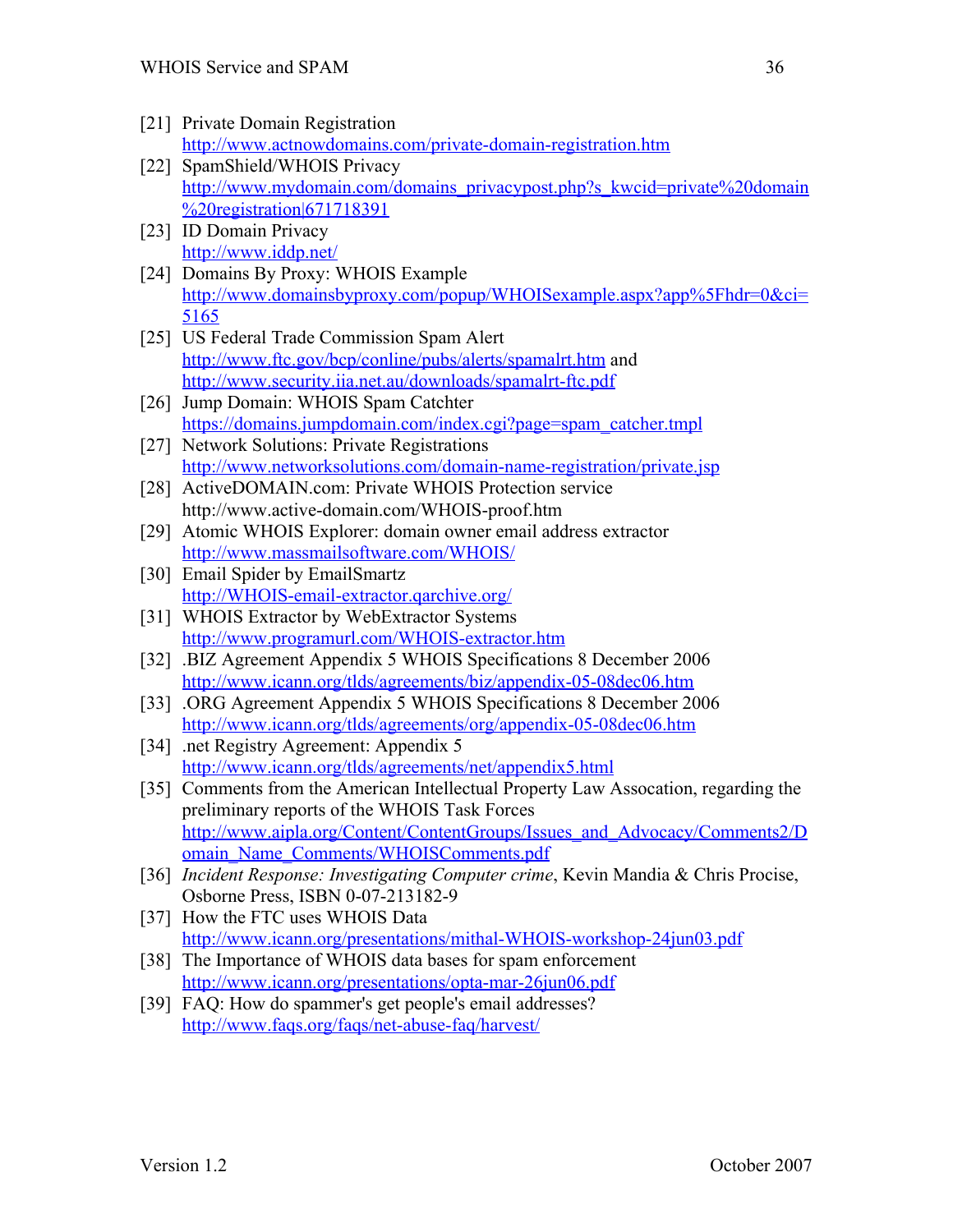[21] Private Domain Registration
http://www.actnowdomains.com/private-domain-registration.htm

[22] SpamShield/WHOIS Privacy
http://www.mydomain.com/domains_privacypost.php?s_kwcid=private%20domain%20registration|671718391

[23] ID Domain Privacy
http://www.iddp.net/

[24] Domains By Proxy: WHOIS Example
http://www.domainsbyproxy.com/popup/WHOISexample.aspx?app%5Fhdr=0&ci=5165

[25] US Federal Trade Commission Spam Alert
http://www.ftc.gov/bcp/conline/pubs/alerts/spamalrt.htm and
http://www.security.iia.net.au/downloads/spamalrt-ftc.pdf

[26] Jump Domain: WHOIS Spam Catchter
https://domains.jumpdomain.com/index.cgi?page=spam_catcher.tmpl

[27] Network Solutions: Private Registrations
http://www.networksolutions.com/domain-name-registration/private.jsp

[28] ActiveDOMAIN.com: Private WHOIS Protection service
http://www.active-domain.com/WHOIS-proof.htm

[29] Atomic WHOIS Explorer: domain owner email address extractor
http://www.massmailsoftware.com/WHOIS/

[30] Email Spider by EmailSmartz
http://WHOIS-email-extractor.qarchive.org/

[31] WHOIS Extractor by WebExtractor Systems
http://www.programurl.com/WHOIS-extractor.htm

[32] .BIZ Agreement Appendix 5 WHOIS Specifications 8 December 2006
http://www.icann.org/tlds/agreements/biz/appendix-05-08dec06.htm

[33] .ORG Agreement Appendix 5 WHOIS Specifications 8 December 2006
http://www.icann.org/tlds/agreements/org/appendix-05-08dec06.htm

[34] .net Registry Agreement: Appendix 5
http://www.icann.org/tlds/agreements/net/appendix5.html

[35] Comments from the American Intellectual Property Law Assocation, regarding the preliminary reports of the WHOIS Task Forces
http://www.aipla.org/Content/ContentGroups/Issues_and_Advocacy/Comments2/Domain_Name_Comments/WHOISComments.pdf

[36] *Incident Response: Investigating Computer crime*, Kevin Mandia & Chris Procise, Osborne Press, ISBN 0-07-213182-9

[37] How the FTC uses WHOIS Data
http://www.icann.org/presentations/mithal-WHOIS-workshop-24jun03.pdf

[38] The Importance of WHOIS data bases for spam enforcement
http://www.icann.org/presentations/opta-mar-26jun06.pdf

[39] FAQ: How do spammer's get people's email addresses?
http://www.faqs.org/faqs/net-abuse-faq/harvest/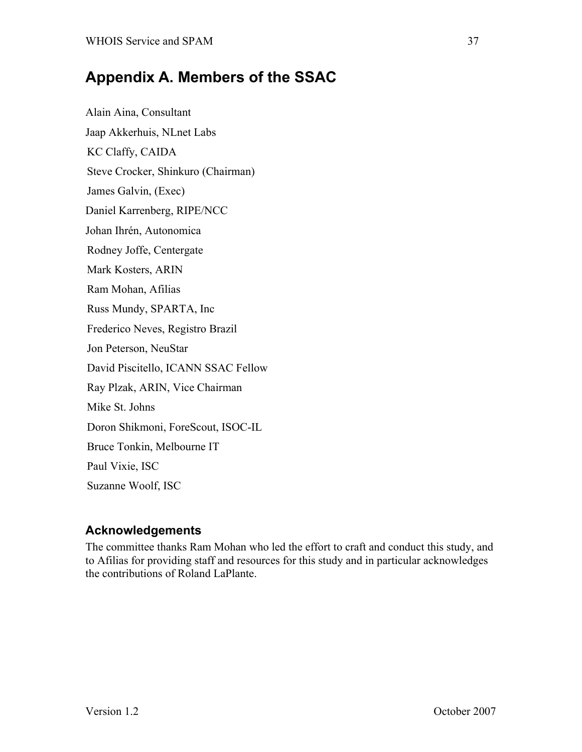# Appendix A. Members of the SSAC

Alain Aina, Consultant

Jaap Akkerhuis, NLnet Labs

KC Claffy, CAIDA

Steve Crocker, Shinkuro (Chairman)

James Galvin, (Exec)

Daniel Karrenberg, RIPE/NCC

Johan Ihrén, Autonomica

Rodney Joffe, Centergate

Mark Kosters, ARIN

Ram Mohan, Afilias

Russ Mundy, SPARTA, Inc

Frederico Neves, Registro Brazil

Jon Peterson, NeuStar

David Piscitello, ICANN SSAC Fellow

Ray Plzak, ARIN, Vice Chairman

Mike St. Johns

Doron Shikmoni, ForeScout, ISOC-IL

Bruce Tonkin, Melbourne IT

Paul Vixie, ISC

Suzanne Woolf, ISC

## Acknowledgements

The committee thanks Ram Mohan who led the effort to craft and conduct this study, and to Afilias for providing staff and resources for this study and in particular acknowledges the contributions of Roland LaPlante.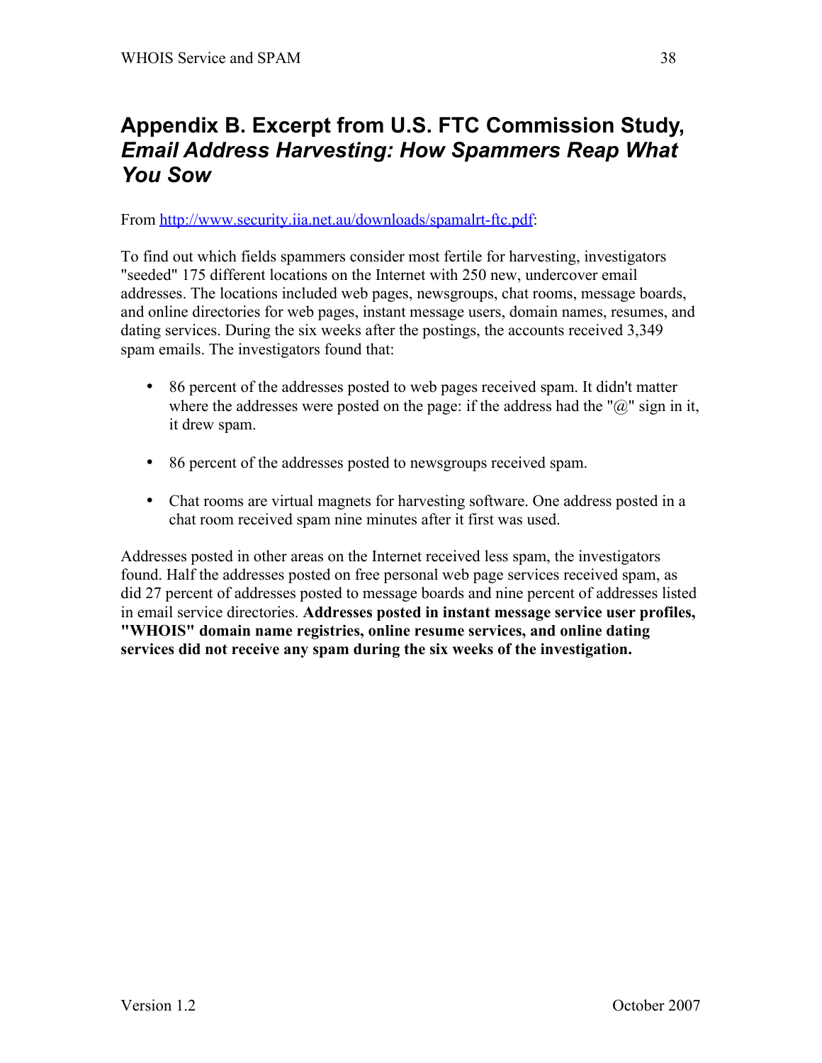# Appendix B. Excerpt from U.S. FTC Commission Study, *Email Address Harvesting: How Spammers Reap What You Sow*

From [http://www.security.iia.net.au/downloads/spamalrt-ftc.pdf](http://www.security.iia.net.au/downloads/spamalrt-ftc.pdf):

To find out which fields spammers consider most fertile for harvesting, investigators "seeded" 175 different locations on the Internet with 250 new, undercover email addresses. The locations included web pages, newsgroups, chat rooms, message boards, and online directories for web pages, instant message users, domain names, resumes, and dating services. During the six weeks after the postings, the accounts received 3,349 spam emails. The investigators found that:

- 86 percent of the addresses posted to web pages received spam. It didn't matter where the addresses were posted on the page: if the address had the "@" sign in it, it drew spam.
- 86 percent of the addresses posted to newsgroups received spam.
- Chat rooms are virtual magnets for harvesting software. One address posted in a chat room received spam nine minutes after it first was used.

Addresses posted in other areas on the Internet received less spam, the investigators found. Half the addresses posted on free personal web page services received spam, as did 27 percent of addresses posted to message boards and nine percent of addresses listed in email service directories. **Addresses posted in instant message service user profiles, "WHOIS" domain name registries, online resume services, and online dating services did not receive any spam during the six weeks of the investigation.**